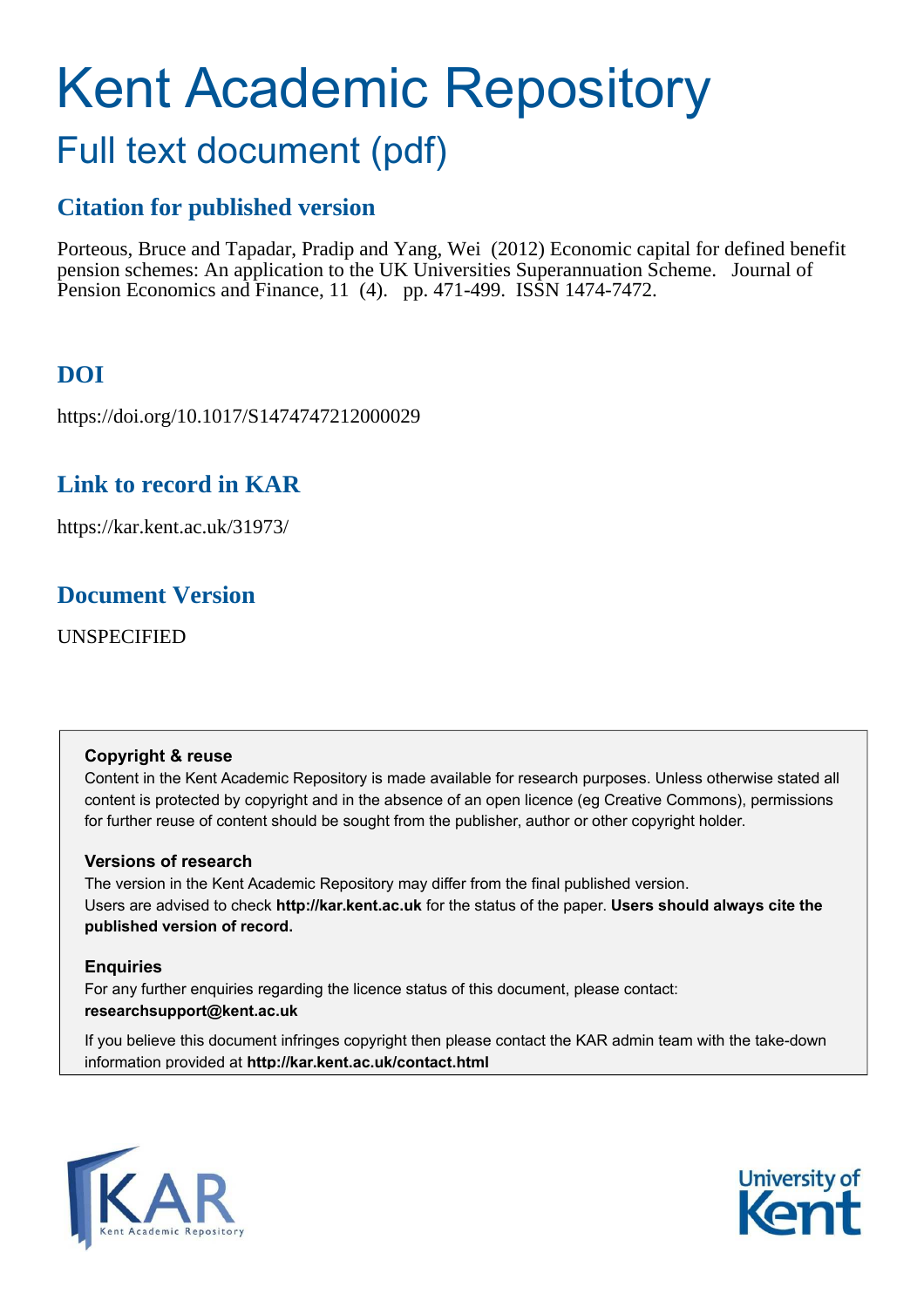# Kent Academic Repository

## Full text document (pdf)

### Citation for published version

Porteous, Bruce and Tapadar, Pradip and Yang, Wei (2012) Economic capital for defined benefit pension schemes: An application to the UK Universities Superannuation Scheme. Journal of Pension Economics and Finance, 11 (4). pp. 471-499. ISSN 1474-7472.

### DOI

https://doi.org/10.1017/S1474747212000029

### Link to record in KAR

https://kar.kent.ac.uk/31973/

### Document Version

UNSPECIFIED

**Copyright & reuse**

Content in the Kent Academic Repository is made available for research purposes. Unless otherwise stated all content is protected by copyright and in the absence of an open licence (eg Creative Commons), permissions for further reuse of content should be sought from the publisher, author or other copyright holder.

**Versions of research**

The version in the Kent Academic Repository may differ from the final published version. Users are advised to check **http://kar.kent.ac.uk** for the status of the paper. **Users should always cite the published version of record.**

**Enquiries**

For any further enquiries regarding the licence status of this document, please contact: **researchsupport@kent.ac.uk**

If you believe this document infringes copyright then please contact the KAR admin team with the take-down information provided at **http://kar.kent.ac.uk/contact.html**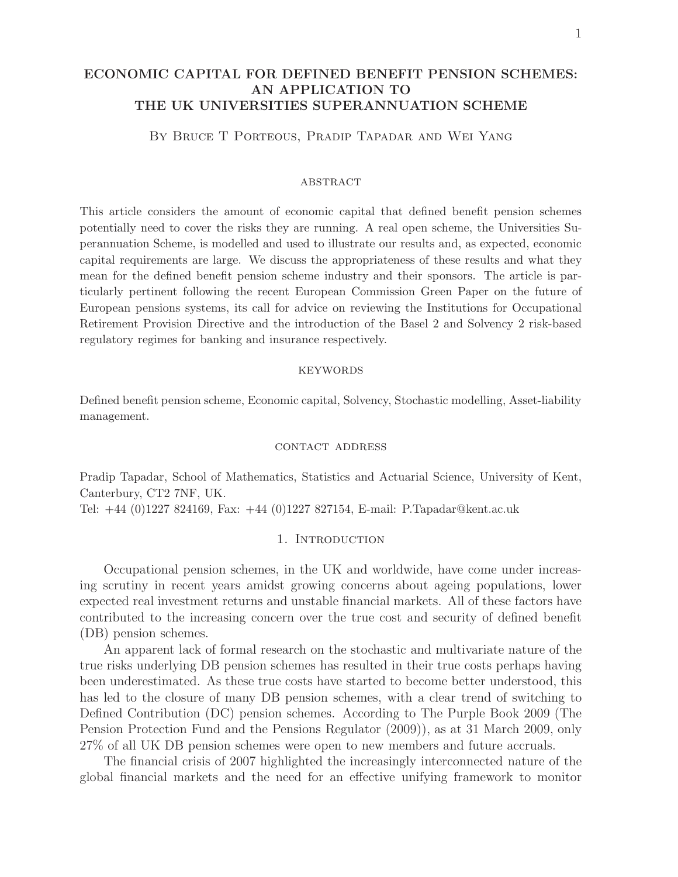# ECONOMIC CAPITAL FOR DEFINED BENEFIT PENSION SCHEMES: AN APPLICATION TO THE UK UNIVERSITIES SUPERANNUATION SCHEME

By Bruce T Porteous, Pradip Tapadar and Wei Yang

## abstract

This article considers the amount of economic capital that defined benefit pension schemes potentially need to cover the risks they are running. A real open scheme, the Universities Superannuation Scheme, is modelled and used to illustrate our results and, as expected, economic capital requirements are large. We discuss the appropriateness of these results and what they mean for the defined benefit pension scheme industry and their sponsors. The article is particularly pertinent following the recent European Commission Green Paper on the future of European pensions systems, its call for advice on reviewing the Institutions for Occupational Retirement Provision Directive and the introduction of the Basel 2 and Solvency 2 risk-based regulatory regimes for banking and insurance respectively.

## keywords

Defined benefit pension scheme, Economic capital, Solvency, Stochastic modelling, Asset-liability management.

## contact address

Pradip Tapadar, School of Mathematics, Statistics and Actuarial Science, University of Kent, Canterbury, CT2 7NF, UK.
Tel: +44 (0)1227 824169, Fax: +44 (0)1227 827154, E-mail: P.Tapadar@kent.ac.uk

## 1. Introduction

Occupational pension schemes, in the UK and worldwide, have come under increasing scrutiny in recent years amidst growing concerns about ageing populations, lower expected real investment returns and unstable financial markets. All of these factors have contributed to the increasing concern over the true cost and security of defined benefit (DB) pension schemes.

An apparent lack of formal research on the stochastic and multivariate nature of the true risks underlying DB pension schemes has resulted in their true costs perhaps having been underestimated. As these true costs have started to become better understood, this has led to the closure of many DB pension schemes, with a clear trend of switching to Defined Contribution (DC) pension schemes. According to The Purple Book 2009 (The Pension Protection Fund and the Pensions Regulator (2009)), as at 31 March 2009, only 27% of all UK DB pension schemes were open to new members and future accruals.

The financial crisis of 2007 highlighted the increasingly interconnected nature of the global financial markets and the need for an effective unifying framework to monitor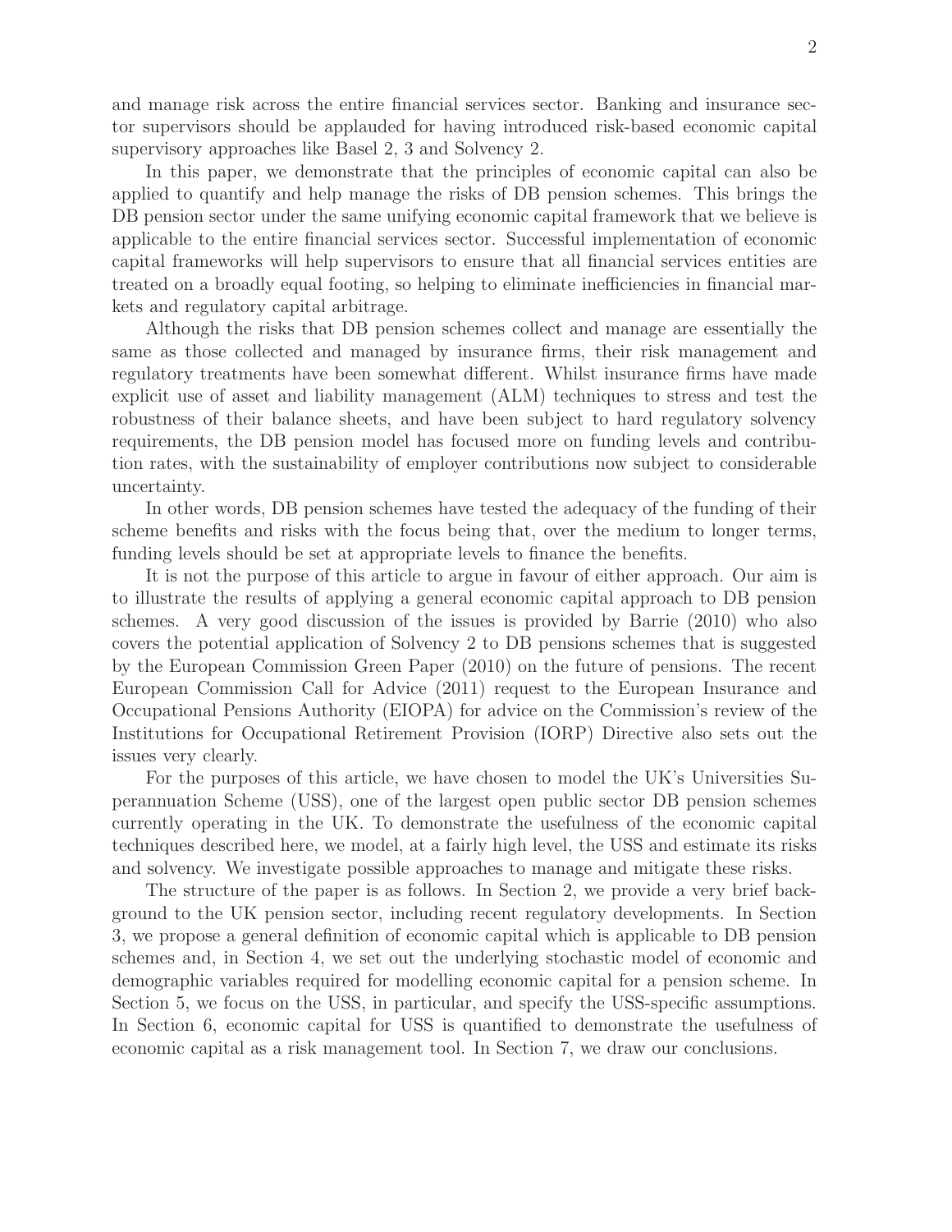and manage risk across the entire financial services sector. Banking and insurance sector supervisors should be applauded for having introduced risk-based economic capital supervisory approaches like Basel 2, 3 and Solvency 2.

In this paper, we demonstrate that the principles of economic capital can also be applied to quantify and help manage the risks of DB pension schemes. This brings the DB pension sector under the same unifying economic capital framework that we believe is applicable to the entire financial services sector. Successful implementation of economic capital frameworks will help supervisors to ensure that all financial services entities are treated on a broadly equal footing, so helping to eliminate inefficiencies in financial markets and regulatory capital arbitrage.

Although the risks that DB pension schemes collect and manage are essentially the same as those collected and managed by insurance firms, their risk management and regulatory treatments have been somewhat different. Whilst insurance firms have made explicit use of asset and liability management (ALM) techniques to stress and test the robustness of their balance sheets, and have been subject to hard regulatory solvency requirements, the DB pension model has focused more on funding levels and contribution rates, with the sustainability of employer contributions now subject to considerable uncertainty.

In other words, DB pension schemes have tested the adequacy of the funding of their scheme benefits and risks with the focus being that, over the medium to longer terms, funding levels should be set at appropriate levels to finance the benefits.

It is not the purpose of this article to argue in favour of either approach. Our aim is to illustrate the results of applying a general economic capital approach to DB pension schemes. A very good discussion of the issues is provided by Barrie (2010) who also covers the potential application of Solvency 2 to DB pensions schemes that is suggested by the European Commission Green Paper (2010) on the future of pensions. The recent European Commission Call for Advice (2011) request to the European Insurance and Occupational Pensions Authority (EIOPA) for advice on the Commission's review of the Institutions for Occupational Retirement Provision (IORP) Directive also sets out the issues very clearly.

For the purposes of this article, we have chosen to model the UK's Universities Superannuation Scheme (USS), one of the largest open public sector DB pension schemes currently operating in the UK. To demonstrate the usefulness of the economic capital techniques described here, we model, at a fairly high level, the USS and estimate its risks and solvency. We investigate possible approaches to manage and mitigate these risks.

The structure of the paper is as follows. In Section 2, we provide a very brief background to the UK pension sector, including recent regulatory developments. In Section 3, we propose a general definition of economic capital which is applicable to DB pension schemes and, in Section 4, we set out the underlying stochastic model of economic and demographic variables required for modelling economic capital for a pension scheme. In Section 5, we focus on the USS, in particular, and specify the USS-specific assumptions. In Section 6, economic capital for USS is quantified to demonstrate the usefulness of economic capital as a risk management tool. In Section 7, we draw our conclusions.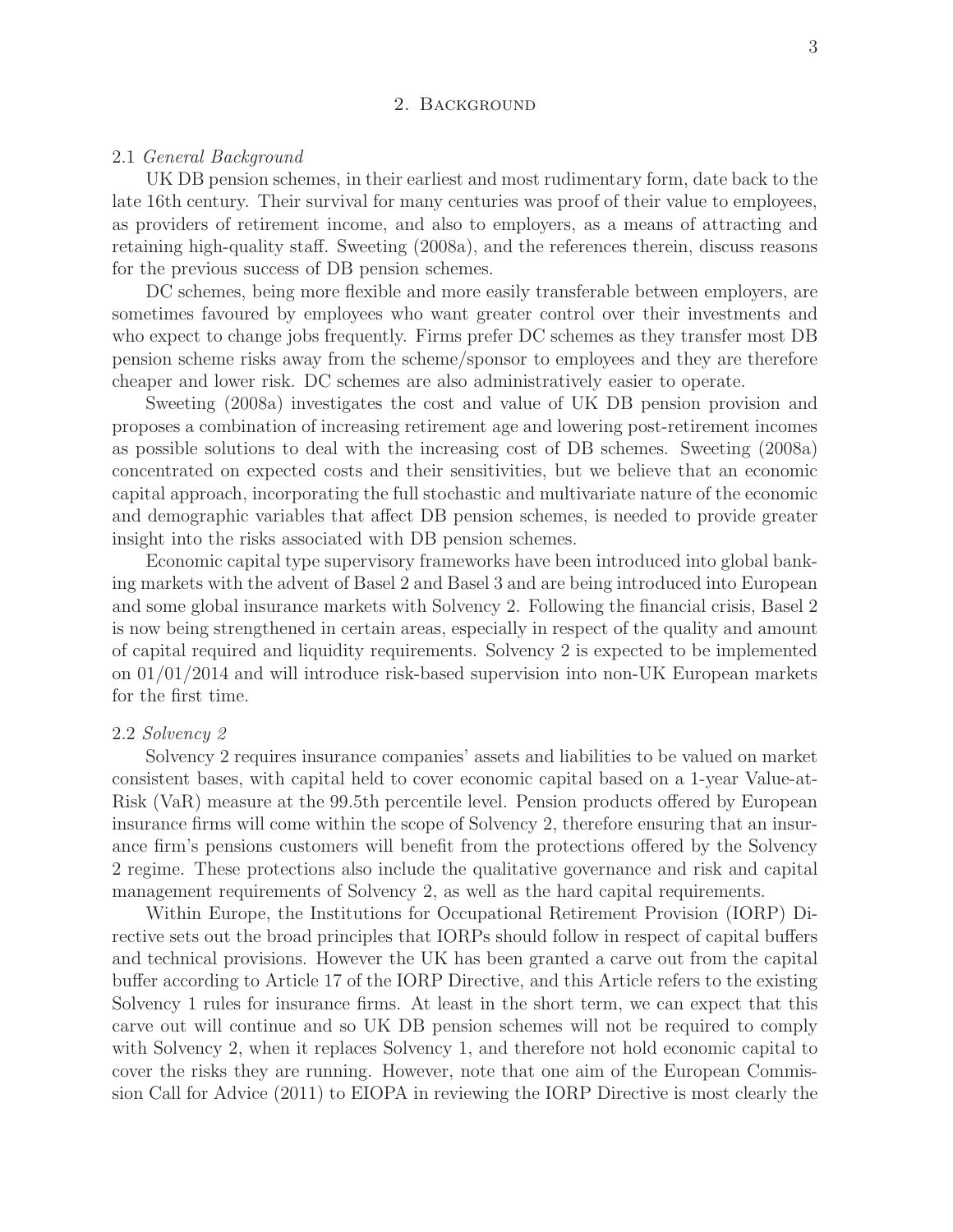## 2. Background

### 2.1 *General Background*

UK DB pension schemes, in their earliest and most rudimentary form, date back to the late 16th century. Their survival for many centuries was proof of their value to employees, as providers of retirement income, and also to employers, as a means of attracting and retaining high-quality staff. Sweeting (2008a), and the references therein, discuss reasons for the previous success of DB pension schemes.

DC schemes, being more flexible and more easily transferable between employers, are sometimes favoured by employees who want greater control over their investments and who expect to change jobs frequently. Firms prefer DC schemes as they transfer most DB pension scheme risks away from the scheme/sponsor to employees and they are therefore cheaper and lower risk. DC schemes are also administratively easier to operate.

Sweeting (2008a) investigates the cost and value of UK DB pension provision and proposes a combination of increasing retirement age and lowering post-retirement incomes as possible solutions to deal with the increasing cost of DB schemes. Sweeting (2008a) concentrated on expected costs and their sensitivities, but we believe that an economic capital approach, incorporating the full stochastic and multivariate nature of the economic and demographic variables that affect DB pension schemes, is needed to provide greater insight into the risks associated with DB pension schemes.

Economic capital type supervisory frameworks have been introduced into global banking markets with the advent of Basel 2 and Basel 3 and are being introduced into European and some global insurance markets with Solvency 2. Following the financial crisis, Basel 2 is now being strengthened in certain areas, especially in respect of the quality and amount of capital required and liquidity requirements. Solvency 2 is expected to be implemented on 01/01/2014 and will introduce risk-based supervision into non-UK European markets for the first time.

### 2.2 *Solvency 2*

Solvency 2 requires insurance companies' assets and liabilities to be valued on market consistent bases, with capital held to cover economic capital based on a 1-year Value-at-Risk (VaR) measure at the 99.5th percentile level. Pension products offered by European insurance firms will come within the scope of Solvency 2, therefore ensuring that an insurance firm's pensions customers will benefit from the protections offered by the Solvency 2 regime. These protections also include the qualitative governance and risk and capital management requirements of Solvency 2, as well as the hard capital requirements.

Within Europe, the Institutions for Occupational Retirement Provision (IORP) Directive sets out the broad principles that IORPs should follow in respect of capital buffers and technical provisions. However the UK has been granted a carve out from the capital buffer according to Article 17 of the IORP Directive, and this Article refers to the existing Solvency 1 rules for insurance firms. At least in the short term, we can expect that this carve out will continue and so UK DB pension schemes will not be required to comply with Solvency 2, when it replaces Solvency 1, and therefore not hold economic capital to cover the risks they are running. However, note that one aim of the European Commission Call for Advice (2011) to EIOPA in reviewing the IORP Directive is most clearly the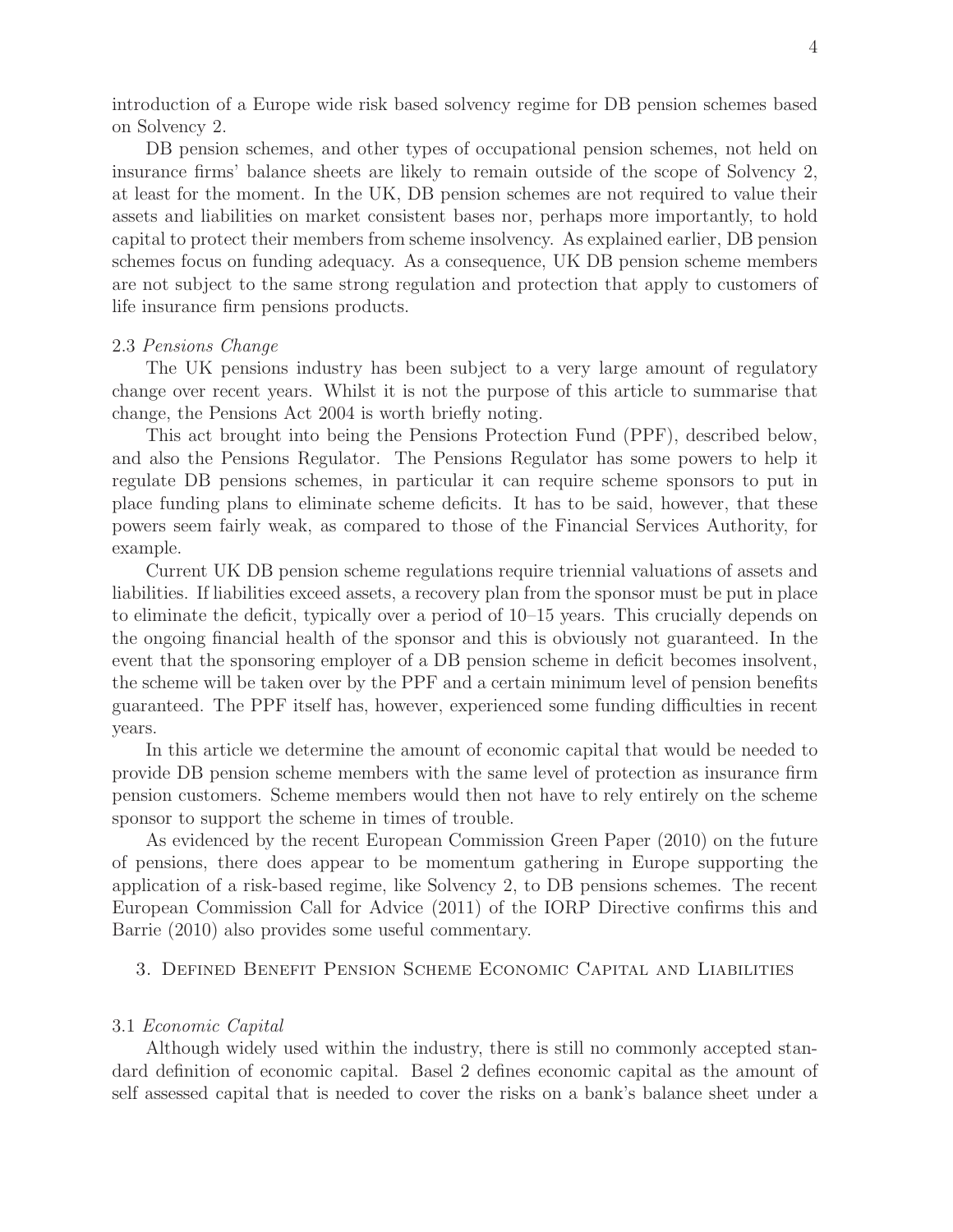introduction of a Europe wide risk based solvency regime for DB pension schemes based on Solvency 2.

DB pension schemes, and other types of occupational pension schemes, not held on insurance firms' balance sheets are likely to remain outside of the scope of Solvency 2, at least for the moment. In the UK, DB pension schemes are not required to value their assets and liabilities on market consistent bases nor, perhaps more importantly, to hold capital to protect their members from scheme insolvency. As explained earlier, DB pension schemes focus on funding adequacy. As a consequence, UK DB pension scheme members are not subject to the same strong regulation and protection that apply to customers of life insurance firm pensions products.

### 2.3 *Pensions Change*

The UK pensions industry has been subject to a very large amount of regulatory change over recent years. Whilst it is not the purpose of this article to summarise that change, the Pensions Act 2004 is worth briefly noting.

This act brought into being the Pensions Protection Fund (PPF), described below, and also the Pensions Regulator. The Pensions Regulator has some powers to help it regulate DB pensions schemes, in particular it can require scheme sponsors to put in place funding plans to eliminate scheme deficits. It has to be said, however, that these powers seem fairly weak, as compared to those of the Financial Services Authority, for example.

Current UK DB pension scheme regulations require triennial valuations of assets and liabilities. If liabilities exceed assets, a recovery plan from the sponsor must be put in place to eliminate the deficit, typically over a period of 10–15 years. This crucially depends on the ongoing financial health of the sponsor and this is obviously not guaranteed. In the event that the sponsoring employer of a DB pension scheme in deficit becomes insolvent, the scheme will be taken over by the PPF and a certain minimum level of pension benefits guaranteed. The PPF itself has, however, experienced some funding difficulties in recent years.

In this article we determine the amount of economic capital that would be needed to provide DB pension scheme members with the same level of protection as insurance firm pension customers. Scheme members would then not have to rely entirely on the scheme sponsor to support the scheme in times of trouble.

As evidenced by the recent European Commission Green Paper (2010) on the future of pensions, there does appear to be momentum gathering in Europe supporting the application of a risk-based regime, like Solvency 2, to DB pensions schemes. The recent European Commission Call for Advice (2011) of the IORP Directive confirms this and Barrie (2010) also provides some useful commentary.

## 3. Defined Benefit Pension Scheme Economic Capital and Liabilities

### 3.1 *Economic Capital*

Although widely used within the industry, there is still no commonly accepted standard definition of economic capital. Basel 2 defines economic capital as the amount of self assessed capital that is needed to cover the risks on a bank's balance sheet under a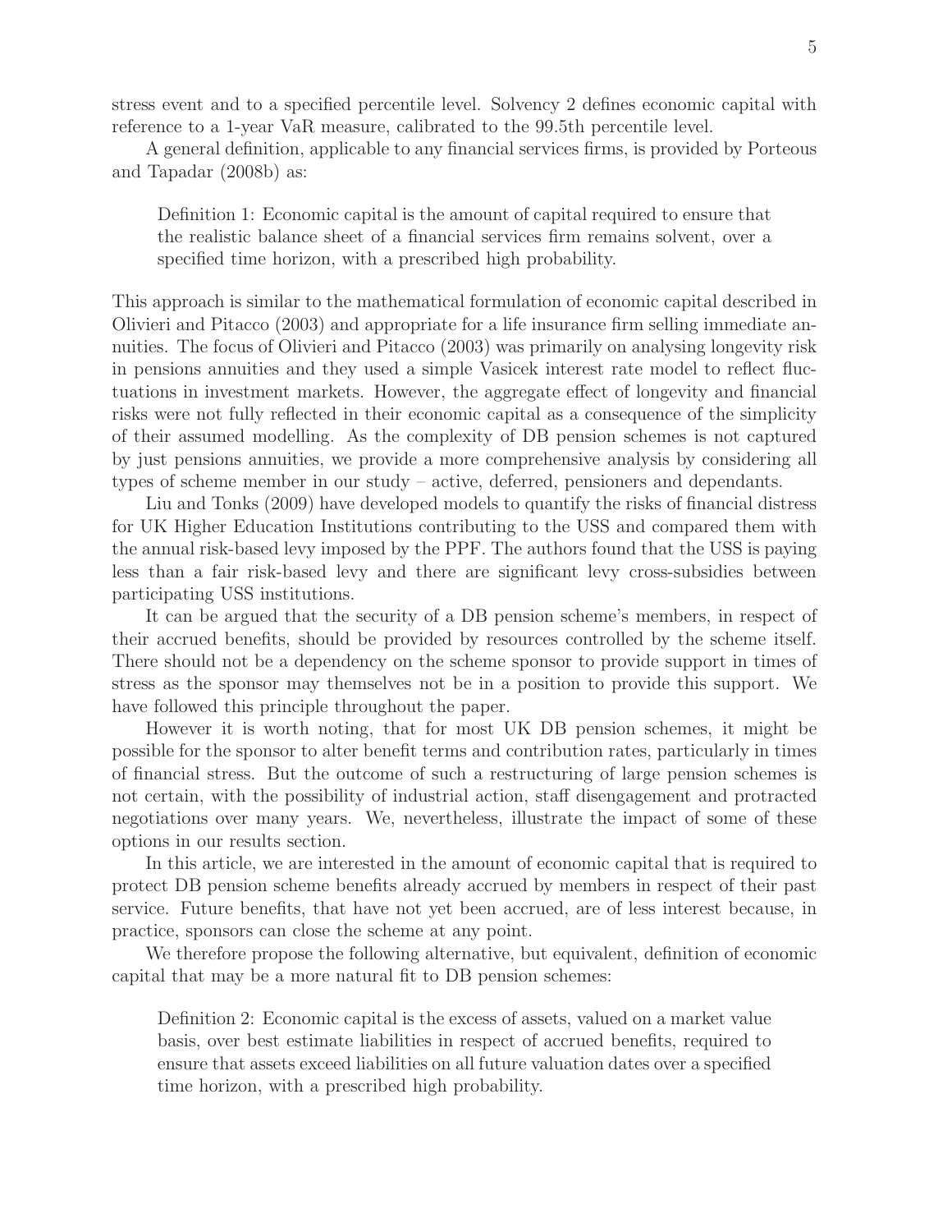stress event and to a specified percentile level. Solvency 2 defines economic capital with reference to a 1-year VaR measure, calibrated to the 99.5th percentile level.

A general definition, applicable to any financial services firms, is provided by Porteous and Tapadar (2008b) as:

> Definition 1: Economic capital is the amount of capital required to ensure that the realistic balance sheet of a financial services firm remains solvent, over a specified time horizon, with a prescribed high probability.

This approach is similar to the mathematical formulation of economic capital described in Olivieri and Pitacco (2003) and appropriate for a life insurance firm selling immediate annuities. The focus of Olivieri and Pitacco (2003) was primarily on analysing longevity risk in pensions annuities and they used a simple Vasicek interest rate model to reflect fluctuations in investment markets. However, the aggregate effect of longevity and financial risks were not fully reflected in their economic capital as a consequence of the simplicity of their assumed modelling. As the complexity of DB pension schemes is not captured by just pensions annuities, we provide a more comprehensive analysis by considering all types of scheme member in our study – active, deferred, pensioners and dependants.

Liu and Tonks (2009) have developed models to quantify the risks of financial distress for UK Higher Education Institutions contributing to the USS and compared them with the annual risk-based levy imposed by the PPF. The authors found that the USS is paying less than a fair risk-based levy and there are significant levy cross-subsidies between participating USS institutions.

It can be argued that the security of a DB pension scheme's members, in respect of their accrued benefits, should be provided by resources controlled by the scheme itself. There should not be a dependency on the scheme sponsor to provide support in times of stress as the sponsor may themselves not be in a position to provide this support. We have followed this principle throughout the paper.

However it is worth noting, that for most UK DB pension schemes, it might be possible for the sponsor to alter benefit terms and contribution rates, particularly in times of financial stress. But the outcome of such a restructuring of large pension schemes is not certain, with the possibility of industrial action, staff disengagement and protracted negotiations over many years. We, nevertheless, illustrate the impact of some of these options in our results section.

In this article, we are interested in the amount of economic capital that is required to protect DB pension scheme benefits already accrued by members in respect of their past service. Future benefits, that have not yet been accrued, are of less interest because, in practice, sponsors can close the scheme at any point.

We therefore propose the following alternative, but equivalent, definition of economic capital that may be a more natural fit to DB pension schemes:

> Definition 2: Economic capital is the excess of assets, valued on a market value basis, over best estimate liabilities in respect of accrued benefits, required to ensure that assets exceed liabilities on all future valuation dates over a specified time horizon, with a prescribed high probability.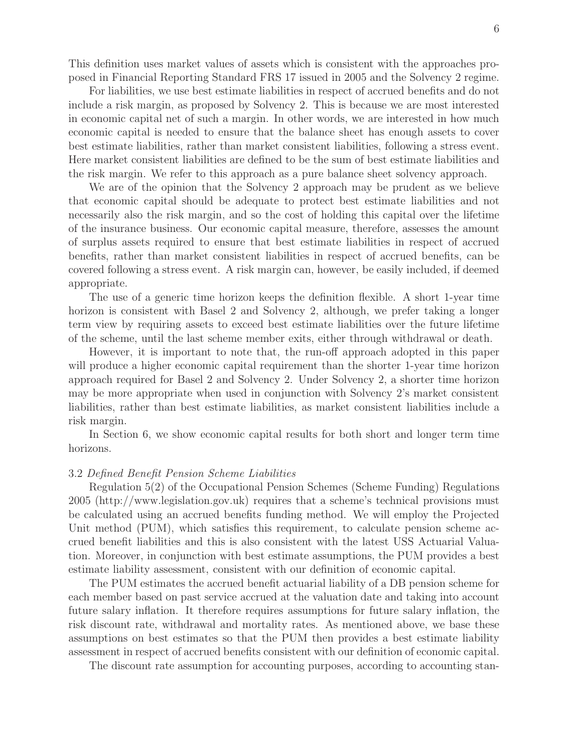This definition uses market values of assets which is consistent with the approaches proposed in Financial Reporting Standard FRS 17 issued in 2005 and the Solvency 2 regime.

For liabilities, we use best estimate liabilities in respect of accrued benefits and do not include a risk margin, as proposed by Solvency 2. This is because we are most interested in economic capital net of such a margin. In other words, we are interested in how much economic capital is needed to ensure that the balance sheet has enough assets to cover best estimate liabilities, rather than market consistent liabilities, following a stress event. Here market consistent liabilities are defined to be the sum of best estimate liabilities and the risk margin. We refer to this approach as a pure balance sheet solvency approach.

We are of the opinion that the Solvency 2 approach may be prudent as we believe that economic capital should be adequate to protect best estimate liabilities and not necessarily also the risk margin, and so the cost of holding this capital over the lifetime of the insurance business. Our economic capital measure, therefore, assesses the amount of surplus assets required to ensure that best estimate liabilities in respect of accrued benefits, rather than market consistent liabilities in respect of accrued benefits, can be covered following a stress event. A risk margin can, however, be easily included, if deemed appropriate.

The use of a generic time horizon keeps the definition flexible. A short 1-year time horizon is consistent with Basel 2 and Solvency 2, although, we prefer taking a longer term view by requiring assets to exceed best estimate liabilities over the future lifetime of the scheme, until the last scheme member exits, either through withdrawal or death.

However, it is important to note that, the run-off approach adopted in this paper will produce a higher economic capital requirement than the shorter 1-year time horizon approach required for Basel 2 and Solvency 2. Under Solvency 2, a shorter time horizon may be more appropriate when used in conjunction with Solvency 2's market consistent liabilities, rather than best estimate liabilities, as market consistent liabilities include a risk margin.

In Section 6, we show economic capital results for both short and longer term time horizons.

### 3.2 *Defined Benefit Pension Scheme Liabilities*

Regulation 5(2) of the Occupational Pension Schemes (Scheme Funding) Regulations 2005 (http://www.legislation.gov.uk) requires that a scheme's technical provisions must be calculated using an accrued benefits funding method. We will employ the Projected Unit method (PUM), which satisfies this requirement, to calculate pension scheme accrued benefit liabilities and this is also consistent with the latest USS Actuarial Valuation. Moreover, in conjunction with best estimate assumptions, the PUM provides a best estimate liability assessment, consistent with our definition of economic capital.

The PUM estimates the accrued benefit actuarial liability of a DB pension scheme for each member based on past service accrued at the valuation date and taking into account future salary inflation. It therefore requires assumptions for future salary inflation, the risk discount rate, withdrawal and mortality rates. As mentioned above, we base these assumptions on best estimates so that the PUM then provides a best estimate liability assessment in respect of accrued benefits consistent with our definition of economic capital.

The discount rate assumption for accounting purposes, according to accounting stan-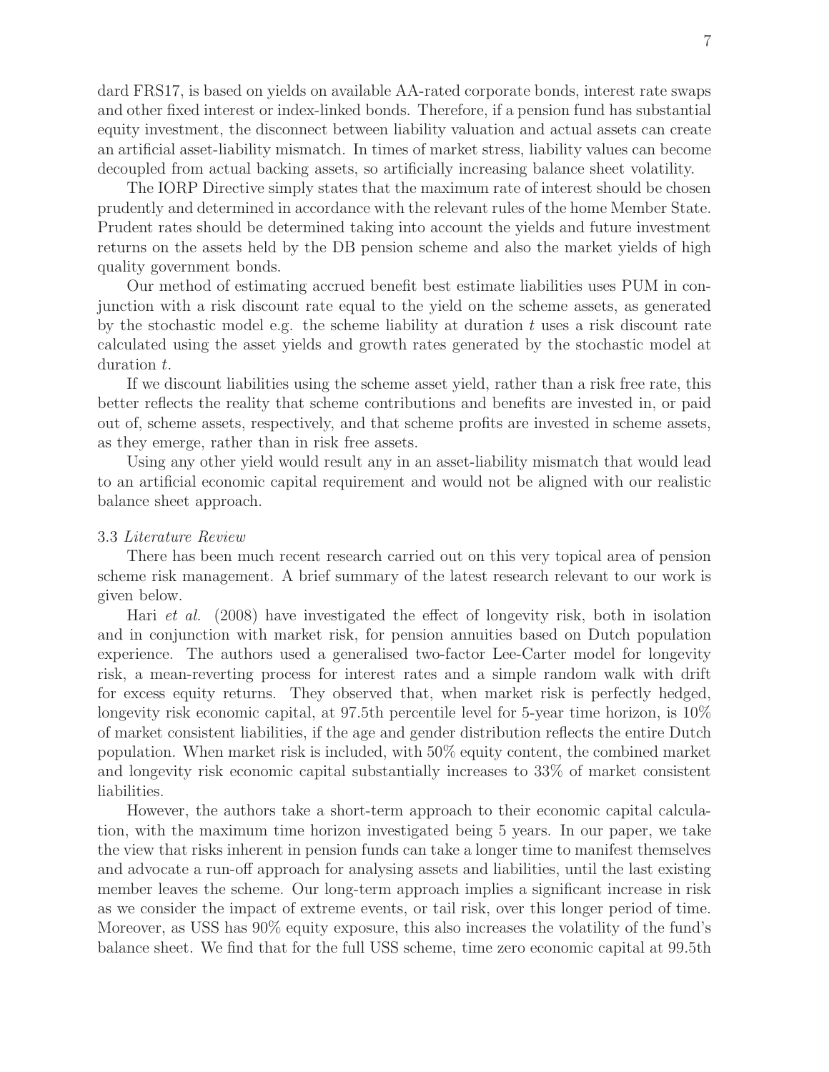dard FRS17, is based on yields on available AA-rated corporate bonds, interest rate swaps and other fixed interest or index-linked bonds. Therefore, if a pension fund has substantial equity investment, the disconnect between liability valuation and actual assets can create an artificial asset-liability mismatch. In times of market stress, liability values can become decoupled from actual backing assets, so artificially increasing balance sheet volatility.

The IORP Directive simply states that the maximum rate of interest should be chosen prudently and determined in accordance with the relevant rules of the home Member State. Prudent rates should be determined taking into account the yields and future investment returns on the assets held by the DB pension scheme and also the market yields of high quality government bonds.

Our method of estimating accrued benefit best estimate liabilities uses PUM in conjunction with a risk discount rate equal to the yield on the scheme assets, as generated by the stochastic model e.g. the scheme liability at duration $t$ uses a risk discount rate calculated using the asset yields and growth rates generated by the stochastic model at duration $t$.

If we discount liabilities using the scheme asset yield, rather than a risk free rate, this better reflects the reality that scheme contributions and benefits are invested in, or paid out of, scheme assets, respectively, and that scheme profits are invested in scheme assets, as they emerge, rather than in risk free assets.

Using any other yield would result any in an asset-liability mismatch that would lead to an artificial economic capital requirement and would not be aligned with our realistic balance sheet approach.

### 3.3 *Literature Review*

There has been much recent research carried out on this very topical area of pension scheme risk management. A brief summary of the latest research relevant to our work is given below.

Hari *et al.* (2008) have investigated the effect of longevity risk, both in isolation and in conjunction with market risk, for pension annuities based on Dutch population experience. The authors used a generalised two-factor Lee-Carter model for longevity risk, a mean-reverting process for interest rates and a simple random walk with drift for excess equity returns. They observed that, when market risk is perfectly hedged, longevity risk economic capital, at 97.5th percentile level for 5-year time horizon, is 10% of market consistent liabilities, if the age and gender distribution reflects the entire Dutch population. When market risk is included, with 50% equity content, the combined market and longevity risk economic capital substantially increases to 33% of market consistent liabilities.

However, the authors take a short-term approach to their economic capital calculation, with the maximum time horizon investigated being 5 years. In our paper, we take the view that risks inherent in pension funds can take a longer time to manifest themselves and advocate a run-off approach for analysing assets and liabilities, until the last existing member leaves the scheme. Our long-term approach implies a significant increase in risk as we consider the impact of extreme events, or tail risk, over this longer period of time. Moreover, as USS has 90% equity exposure, this also increases the volatility of the fund's balance sheet. We find that for the full USS scheme, time zero economic capital at 99.5th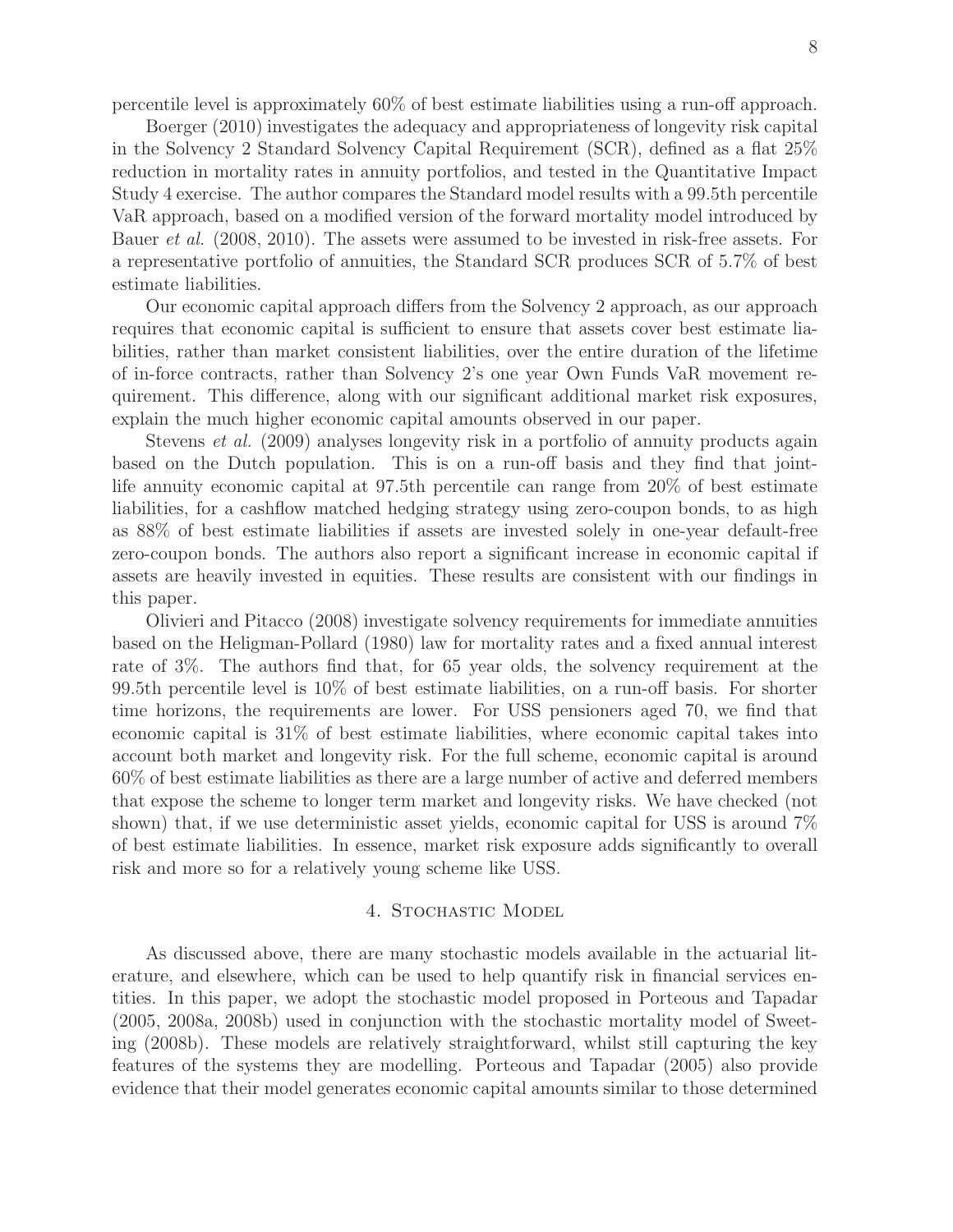percentile level is approximately 60% of best estimate liabilities using a run-off approach.

Boerger (2010) investigates the adequacy and appropriateness of longevity risk capital in the Solvency 2 Standard Solvency Capital Requirement (SCR), defined as a flat 25% reduction in mortality rates in annuity portfolios, and tested in the Quantitative Impact Study 4 exercise. The author compares the Standard model results with a 99.5th percentile VaR approach, based on a modified version of the forward mortality model introduced by Bauer *et al.* (2008, 2010). The assets were assumed to be invested in risk-free assets. For a representative portfolio of annuities, the Standard SCR produces SCR of 5.7% of best estimate liabilities.

Our economic capital approach differs from the Solvency 2 approach, as our approach requires that economic capital is sufficient to ensure that assets cover best estimate liabilities, rather than market consistent liabilities, over the entire duration of the lifetime of in-force contracts, rather than Solvency 2's one year Own Funds VaR movement requirement. This difference, along with our significant additional market risk exposures, explain the much higher economic capital amounts observed in our paper.

Stevens *et al.* (2009) analyses longevity risk in a portfolio of annuity products again based on the Dutch population. This is on a run-off basis and they find that joint-life annuity economic capital at 97.5th percentile can range from 20% of best estimate liabilities, for a cashflow matched hedging strategy using zero-coupon bonds, to as high as 88% of best estimate liabilities if assets are invested solely in one-year default-free zero-coupon bonds. The authors also report a significant increase in economic capital if assets are heavily invested in equities. These results are consistent with our findings in this paper.

Olivieri and Pitacco (2008) investigate solvency requirements for immediate annuities based on the Heligman-Pollard (1980) law for mortality rates and a fixed annual interest rate of 3%. The authors find that, for 65 year olds, the solvency requirement at the 99.5th percentile level is 10% of best estimate liabilities, on a run-off basis. For shorter time horizons, the requirements are lower. For USS pensioners aged 70, we find that economic capital is 31% of best estimate liabilities, where economic capital takes into account both market and longevity risk. For the full scheme, economic capital is around 60% of best estimate liabilities as there are a large number of active and deferred members that expose the scheme to longer term market and longevity risks. We have checked (not shown) that, if we use deterministic asset yields, economic capital for USS is around 7% of best estimate liabilities. In essence, market risk exposure adds significantly to overall risk and more so for a relatively young scheme like USS.

## 4. Stochastic Model

As discussed above, there are many stochastic models available in the actuarial literature, and elsewhere, which can be used to help quantify risk in financial services entities. In this paper, we adopt the stochastic model proposed in Porteous and Tapadar (2005, 2008a, 2008b) used in conjunction with the stochastic mortality model of Sweeting (2008b). These models are relatively straightforward, whilst still capturing the key features of the systems they are modelling. Porteous and Tapadar (2005) also provide evidence that their model generates economic capital amounts similar to those determined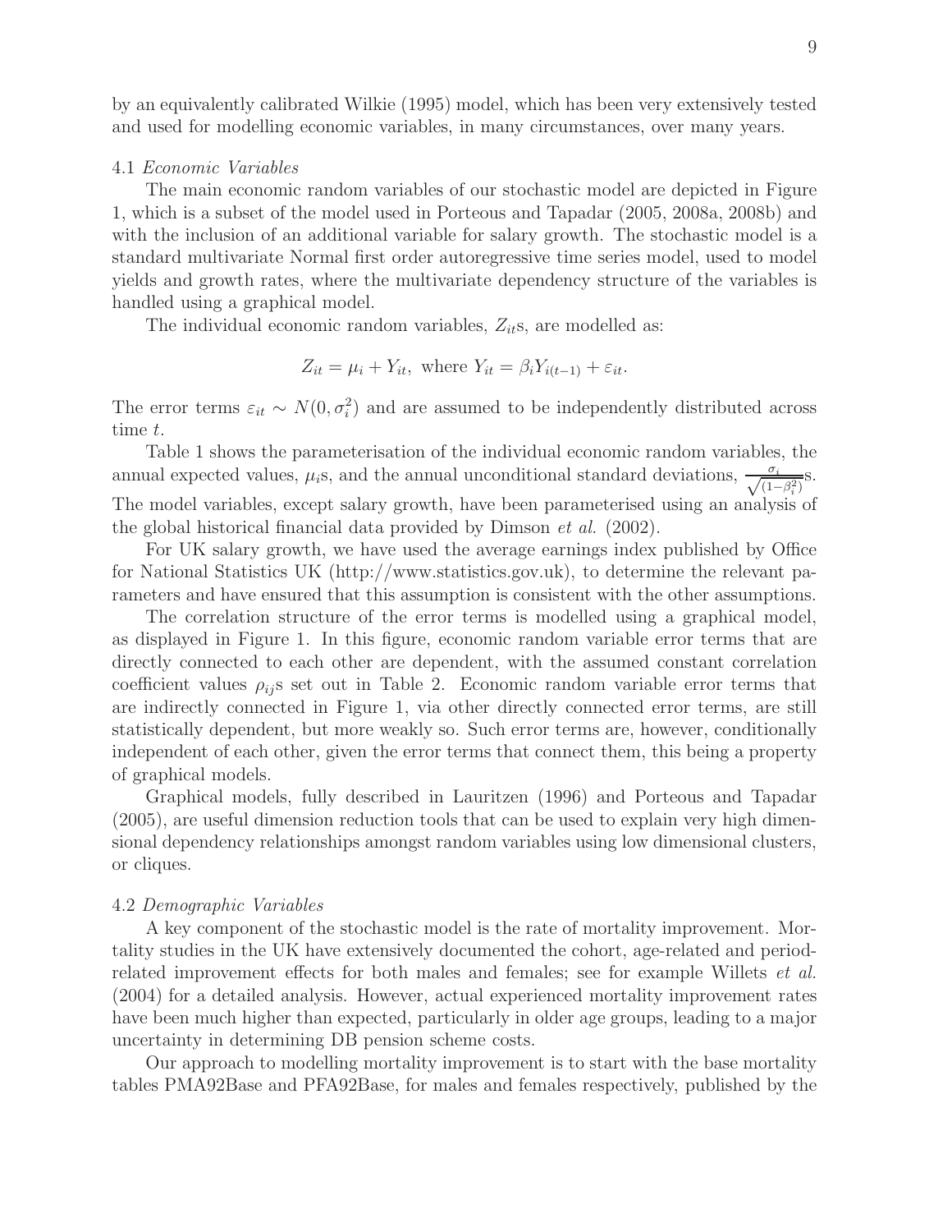by an equivalently calibrated Wilkie (1995) model, which has been very extensively tested and used for modelling economic variables, in many circumstances, over many years.

### 4.1 *Economic Variables*

The main economic random variables of our stochastic model are depicted in Figure 1, which is a subset of the model used in Porteous and Tapadar (2005, 2008a, 2008b) and with the inclusion of an additional variable for salary growth. The stochastic model is a standard multivariate Normal first order autoregressive time series model, used to model yields and growth rates, where the multivariate dependency structure of the variables is handled using a graphical model.

The individual economic random variables, $Z_{it}$s, are modelled as:

$$Z_{it} = \mu_i + Y_{it}, \text{ where } Y_{it} = \beta_i Y_{i(t-1)} + \varepsilon_{it}.$$

The error terms $\varepsilon_{it} \sim N(0, \sigma_i^2)$ and are assumed to be independently distributed across time $t$.

Table 1 shows the parameterisation of the individual economic random variables, the annual expected values, $\mu_i$s, and the annual unconditional standard deviations, $\frac{\sigma_i}{\sqrt{(1-\beta_i^2)}}$s. The model variables, except salary growth, have been parameterised using an analysis of the global historical financial data provided by Dimson *et al.* (2002).

For UK salary growth, we have used the average earnings index published by Office for National Statistics UK (http://www.statistics.gov.uk), to determine the relevant parameters and have ensured that this assumption is consistent with the other assumptions.

The correlation structure of the error terms is modelled using a graphical model, as displayed in Figure 1. In this figure, economic random variable error terms that are directly connected to each other are dependent, with the assumed constant correlation coefficient values $\rho_{ij}$s set out in Table 2. Economic random variable error terms that are indirectly connected in Figure 1, via other directly connected error terms, are still statistically dependent, but more weakly so. Such error terms are, however, conditionally independent of each other, given the error terms that connect them, this being a property of graphical models.

Graphical models, fully described in Lauritzen (1996) and Porteous and Tapadar (2005), are useful dimension reduction tools that can be used to explain very high dimensional dependency relationships amongst random variables using low dimensional clusters, or cliques.

### 4.2 *Demographic Variables*

A key component of the stochastic model is the rate of mortality improvement. Mortality studies in the UK have extensively documented the cohort, age-related and period-related improvement effects for both males and females; see for example Willets *et al.* (2004) for a detailed analysis. However, actual experienced mortality improvement rates have been much higher than expected, particularly in older age groups, leading to a major uncertainty in determining DB pension scheme costs.

Our approach to modelling mortality improvement is to start with the base mortality tables PMA92Base and PFA92Base, for males and females respectively, published by the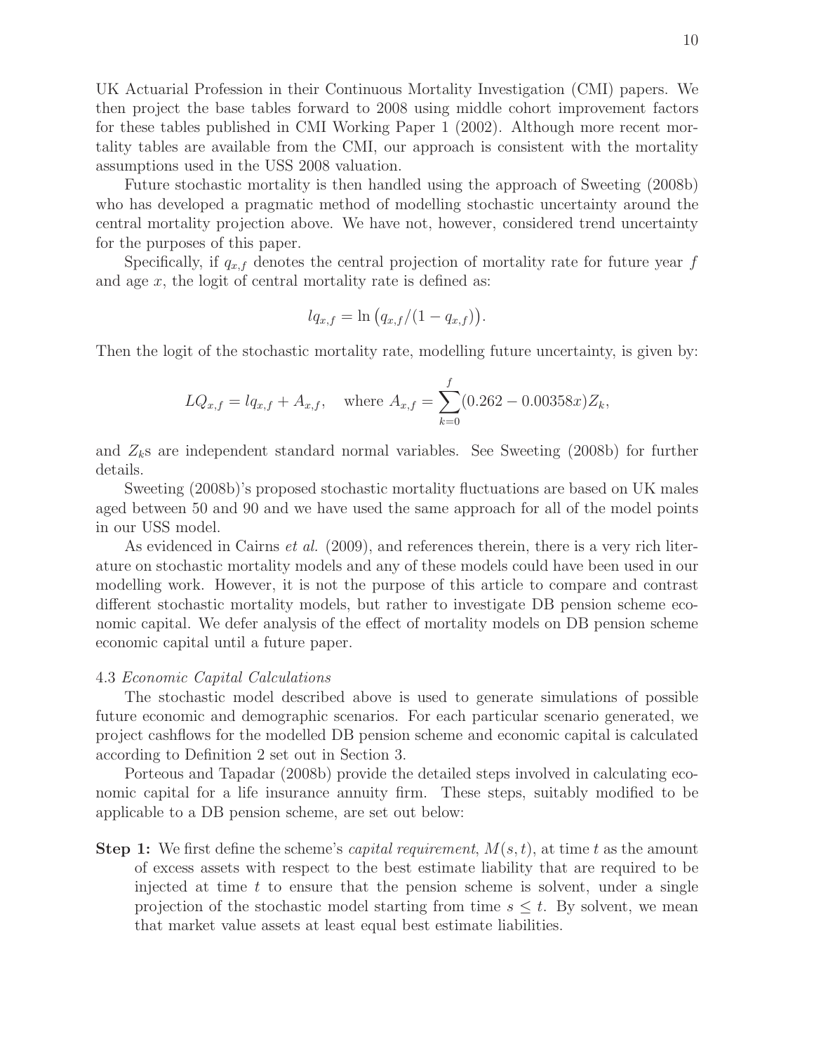UK Actuarial Profession in their Continuous Mortality Investigation (CMI) papers. We then project the base tables forward to 2008 using middle cohort improvement factors for these tables published in CMI Working Paper 1 (2002). Although more recent mortality tables are available from the CMI, our approach is consistent with the mortality assumptions used in the USS 2008 valuation.

Future stochastic mortality is then handled using the approach of Sweeting (2008b) who has developed a pragmatic method of modelling stochastic uncertainty around the central mortality projection above. We have not, however, considered trend uncertainty for the purposes of this paper.

Specifically, if $q_{x,f}$ denotes the central projection of mortality rate for future year $f$ and age $x$, the logit of central mortality rate is defined as:

$$lq_{x,f} = \ln\big(q_{x,f}/(1 - q_{x,f})\big).$$

Then the logit of the stochastic mortality rate, modelling future uncertainty, is given by:

$$LQ_{x,f} = lq_{x,f} + A_{x,f}, \quad \text{where } A_{x,f} = \sum_{k=0}^{f}(0.262 - 0.00358x)Z_k,$$

and $Z_k$s are independent standard normal variables. See Sweeting (2008b) for further details.

Sweeting (2008b)'s proposed stochastic mortality fluctuations are based on UK males aged between 50 and 90 and we have used the same approach for all of the model points in our USS model.

As evidenced in Cairns *et al.* (2009), and references therein, there is a very rich literature on stochastic mortality models and any of these models could have been used in our modelling work. However, it is not the purpose of this article to compare and contrast different stochastic mortality models, but rather to investigate DB pension scheme economic capital. We defer analysis of the effect of mortality models on DB pension scheme economic capital until a future paper.

4.3 *Economic Capital Calculations*

The stochastic model described above is used to generate simulations of possible future economic and demographic scenarios. For each particular scenario generated, we project cashflows for the modelled DB pension scheme and economic capital is calculated according to Definition 2 set out in Section 3.

Porteous and Tapadar (2008b) provide the detailed steps involved in calculating economic capital for a life insurance annuity firm. These steps, suitably modified to be applicable to a DB pension scheme, are set out below:

**Step 1:** We first define the scheme's *capital requirement*, $M(s, t)$, at time $t$ as the amount of excess assets with respect to the best estimate liability that are required to be injected at time $t$ to ensure that the pension scheme is solvent, under a single projection of the stochastic model starting from time $s \leq t$. By solvent, we mean that market value assets at least equal best estimate liabilities.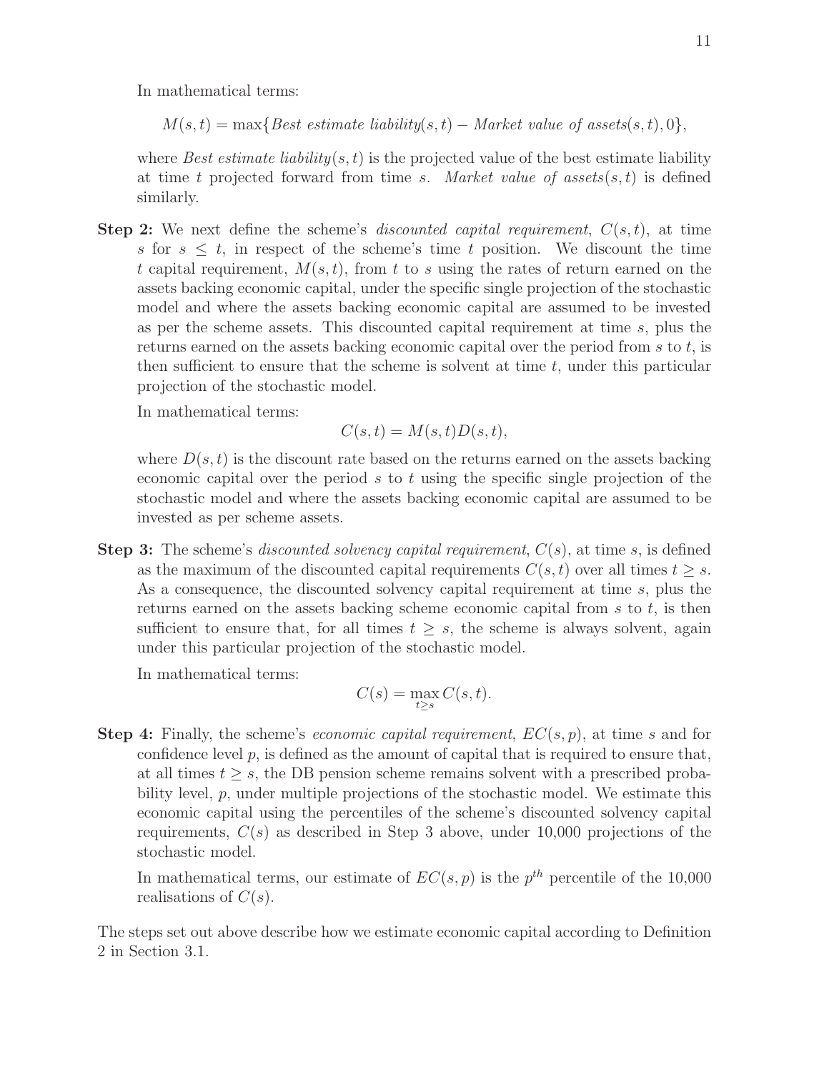In mathematical terms:

$$M(s,t) = \max\{\textit{Best estimate liability}(s,t) - \textit{Market value of assets}(s,t), 0\},$$

where *Best estimate liability*$(s,t)$ is the projected value of the best estimate liability at time $t$ projected forward from time $s$. *Market value of assets*$(s,t)$ is defined similarly.

**Step 2:** We next define the scheme's *discounted capital requirement*, $C(s,t)$, at time $s$ for $s \leq t$, in respect of the scheme's time $t$ position. We discount the time $t$ capital requirement, $M(s,t)$, from $t$ to $s$ using the rates of return earned on the assets backing economic capital, under the specific single projection of the stochastic model and where the assets backing economic capital are assumed to be invested as per the scheme assets. This discounted capital requirement at time $s$, plus the returns earned on the assets backing economic capital over the period from $s$ to $t$, is then sufficient to ensure that the scheme is solvent at time $t$, under this particular projection of the stochastic model.

In mathematical terms:

$$C(s,t) = M(s,t)D(s,t),$$

where $D(s,t)$ is the discount rate based on the returns earned on the assets backing economic capital over the period $s$ to $t$ using the specific single projection of the stochastic model and where the assets backing economic capital are assumed to be invested as per scheme assets.

**Step 3:** The scheme's *discounted solvency capital requirement*, $C(s)$, at time $s$, is defined as the maximum of the discounted capital requirements $C(s,t)$ over all times $t \geq s$. As a consequence, the discounted solvency capital requirement at time $s$, plus the returns earned on the assets backing scheme economic capital from $s$ to $t$, is then sufficient to ensure that, for all times $t \geq s$, the scheme is always solvent, again under this particular projection of the stochastic model.

In mathematical terms:

$$C(s) = \max_{t \geq s} C(s,t).$$

**Step 4:** Finally, the scheme's *economic capital requirement*, $EC(s,p)$, at time $s$ and for confidence level $p$, is defined as the amount of capital that is required to ensure that, at all times $t \geq s$, the DB pension scheme remains solvent with a prescribed probability level, $p$, under multiple projections of the stochastic model. We estimate this economic capital using the percentiles of the scheme's discounted solvency capital requirements, $C(s)$ as described in Step 3 above, under 10,000 projections of the stochastic model.

In mathematical terms, our estimate of $EC(s,p)$ is the $p^{th}$ percentile of the 10,000 realisations of $C(s)$.

The steps set out above describe how we estimate economic capital according to Definition 2 in Section 3.1.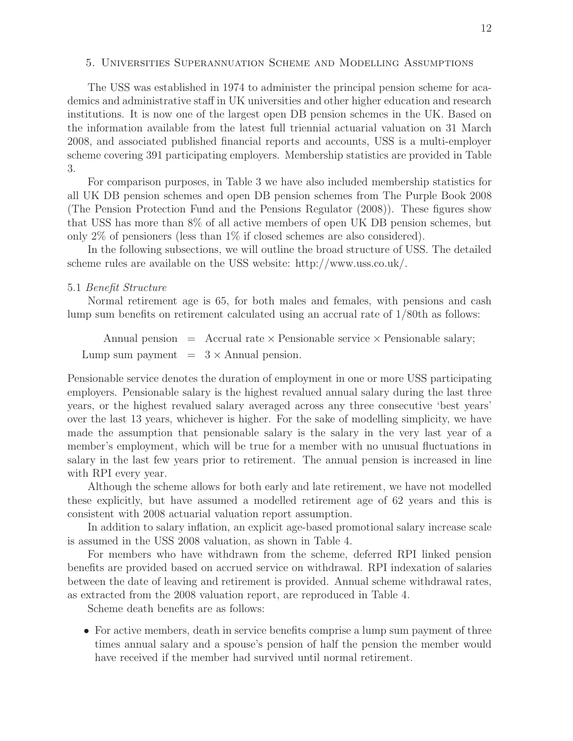## 5. Universities Superannuation Scheme and Modelling Assumptions

The USS was established in 1974 to administer the principal pension scheme for academics and administrative staff in UK universities and other higher education and research institutions. It is now one of the largest open DB pension schemes in the UK. Based on the information available from the latest full triennial actuarial valuation on 31 March 2008, and associated published financial reports and accounts, USS is a multi-employer scheme covering 391 participating employers. Membership statistics are provided in Table 3.

For comparison purposes, in Table 3 we have also included membership statistics for all UK DB pension schemes and open DB pension schemes from The Purple Book 2008 (The Pension Protection Fund and the Pensions Regulator (2008)). These figures show that USS has more than 8% of all active members of open UK DB pension schemes, but only 2% of pensioners (less than 1% if closed schemes are also considered).

In the following subsections, we will outline the broad structure of USS. The detailed scheme rules are available on the USS website: http://www.uss.co.uk/.

### 5.1 *Benefit Structure*

Normal retirement age is 65, for both males and females, with pensions and cash lump sum benefits on retirement calculated using an accrual rate of 1/80th as follows:

$$
\begin{aligned}
\text{Annual pension} &= \text{Accrual rate} \times \text{Pensionable service} \times \text{Pensionable salary;} \\
\text{Lump sum payment} &= 3 \times \text{Annual pension.}
\end{aligned}
$$

Pensionable service denotes the duration of employment in one or more USS participating employers. Pensionable salary is the highest revalued annual salary during the last three years, or the highest revalued salary averaged across any three consecutive 'best years' over the last 13 years, whichever is higher. For the sake of modelling simplicity, we have made the assumption that pensionable salary is the salary in the very last year of a member's employment, which will be true for a member with no unusual fluctuations in salary in the last few years prior to retirement. The annual pension is increased in line with RPI every year.

Although the scheme allows for both early and late retirement, we have not modelled these explicitly, but have assumed a modelled retirement age of 62 years and this is consistent with 2008 actuarial valuation report assumption.

In addition to salary inflation, an explicit age-based promotional salary increase scale is assumed in the USS 2008 valuation, as shown in Table 4.

For members who have withdrawn from the scheme, deferred RPI linked pension benefits are provided based on accrued service on withdrawal. RPI indexation of salaries between the date of leaving and retirement is provided. Annual scheme withdrawal rates, as extracted from the 2008 valuation report, are reproduced in Table 4.

Scheme death benefits are as follows:

- For active members, death in service benefits comprise a lump sum payment of three times annual salary and a spouse's pension of half the pension the member would have received if the member had survived until normal retirement.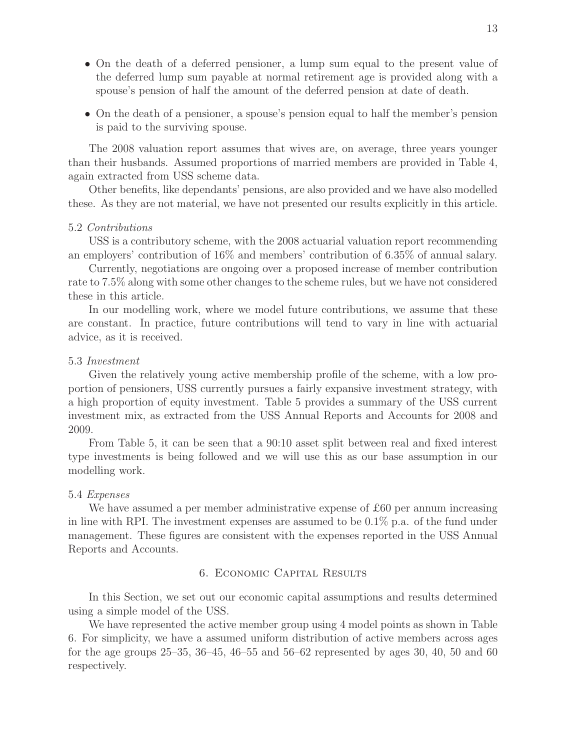- On the death of a deferred pensioner, a lump sum equal to the present value of the deferred lump sum payable at normal retirement age is provided along with a spouse's pension of half the amount of the deferred pension at date of death.
- On the death of a pensioner, a spouse's pension equal to half the member's pension is paid to the surviving spouse.

The 2008 valuation report assumes that wives are, on average, three years younger than their husbands. Assumed proportions of married members are provided in Table 4, again extracted from USS scheme data.

Other benefits, like dependants' pensions, are also provided and we have also modelled these. As they are not material, we have not presented our results explicitly in this article.

5.2 *Contributions*

USS is a contributory scheme, with the 2008 actuarial valuation report recommending an employers' contribution of 16% and members' contribution of 6.35% of annual salary.

Currently, negotiations are ongoing over a proposed increase of member contribution rate to 7.5% along with some other changes to the scheme rules, but we have not considered these in this article.

In our modelling work, where we model future contributions, we assume that these are constant. In practice, future contributions will tend to vary in line with actuarial advice, as it is received.

5.3 *Investment*

Given the relatively young active membership profile of the scheme, with a low proportion of pensioners, USS currently pursues a fairly expansive investment strategy, with a high proportion of equity investment. Table 5 provides a summary of the USS current investment mix, as extracted from the USS Annual Reports and Accounts for 2008 and 2009.

From Table 5, it can be seen that a 90:10 asset split between real and fixed interest type investments is being followed and we will use this as our base assumption in our modelling work.

5.4 *Expenses*

We have assumed a per member administrative expense of £60 per annum increasing in line with RPI. The investment expenses are assumed to be 0.1% p.a. of the fund under management. These figures are consistent with the expenses reported in the USS Annual Reports and Accounts.

## 6. Economic Capital Results

In this Section, we set out our economic capital assumptions and results determined using a simple model of the USS.

We have represented the active member group using 4 model points as shown in Table 6. For simplicity, we have a assumed uniform distribution of active members across ages for the age groups 25–35, 36–45, 46–55 and 56–62 represented by ages 30, 40, 50 and 60 respectively.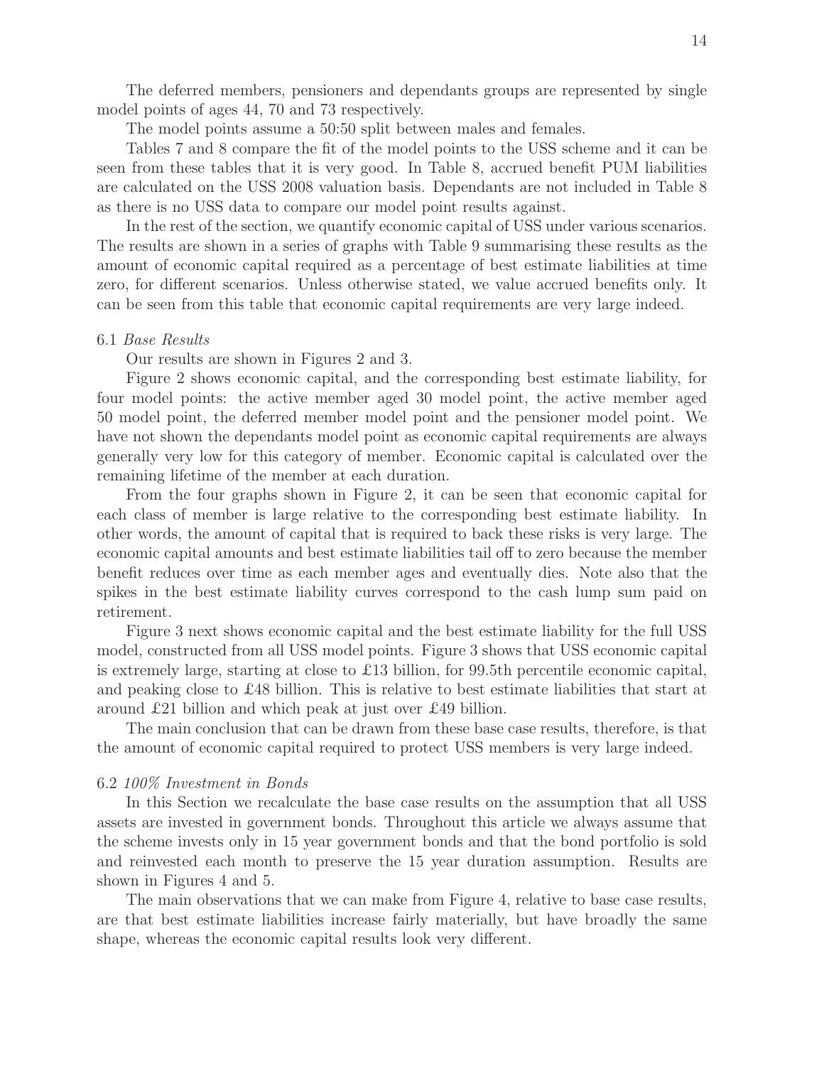The deferred members, pensioners and dependants groups are represented by single model points of ages 44, 70 and 73 respectively.

The model points assume a 50:50 split between males and females.

Tables 7 and 8 compare the fit of the model points to the USS scheme and it can be seen from these tables that it is very good. In Table 8, accrued benefit PUM liabilities are calculated on the USS 2008 valuation basis. Dependants are not included in Table 8 as there is no USS data to compare our model point results against.

In the rest of the section, we quantify economic capital of USS under various scenarios. The results are shown in a series of graphs with Table 9 summarising these results as the amount of economic capital required as a percentage of best estimate liabilities at time zero, for different scenarios. Unless otherwise stated, we value accrued benefits only. It can be seen from this table that economic capital requirements are very large indeed.

### 6.1 *Base Results*

Our results are shown in Figures 2 and 3.

Figure 2 shows economic capital, and the corresponding best estimate liability, for four model points: the active member aged 30 model point, the active member aged 50 model point, the deferred member model point and the pensioner model point. We have not shown the dependants model point as economic capital requirements are always generally very low for this category of member. Economic capital is calculated over the remaining lifetime of the member at each duration.

From the four graphs shown in Figure 2, it can be seen that economic capital for each class of member is large relative to the corresponding best estimate liability. In other words, the amount of capital that is required to back these risks is very large. The economic capital amounts and best estimate liabilities tail off to zero because the member benefit reduces over time as each member ages and eventually dies. Note also that the spikes in the best estimate liability curves correspond to the cash lump sum paid on retirement.

Figure 3 next shows economic capital and the best estimate liability for the full USS model, constructed from all USS model points. Figure 3 shows that USS economic capital is extremely large, starting at close to £13 billion, for 99.5th percentile economic capital, and peaking close to £48 billion. This is relative to best estimate liabilities that start at around £21 billion and which peak at just over £49 billion.

The main conclusion that can be drawn from these base case results, therefore, is that the amount of economic capital required to protect USS members is very large indeed.

### 6.2 *100% Investment in Bonds*

In this Section we recalculate the base case results on the assumption that all USS assets are invested in government bonds. Throughout this article we always assume that the scheme invests only in 15 year government bonds and that the bond portfolio is sold and reinvested each month to preserve the 15 year duration assumption. Results are shown in Figures 4 and 5.

The main observations that we can make from Figure 4, relative to base case results, are that best estimate liabilities increase fairly materially, but have broadly the same shape, whereas the economic capital results look very different.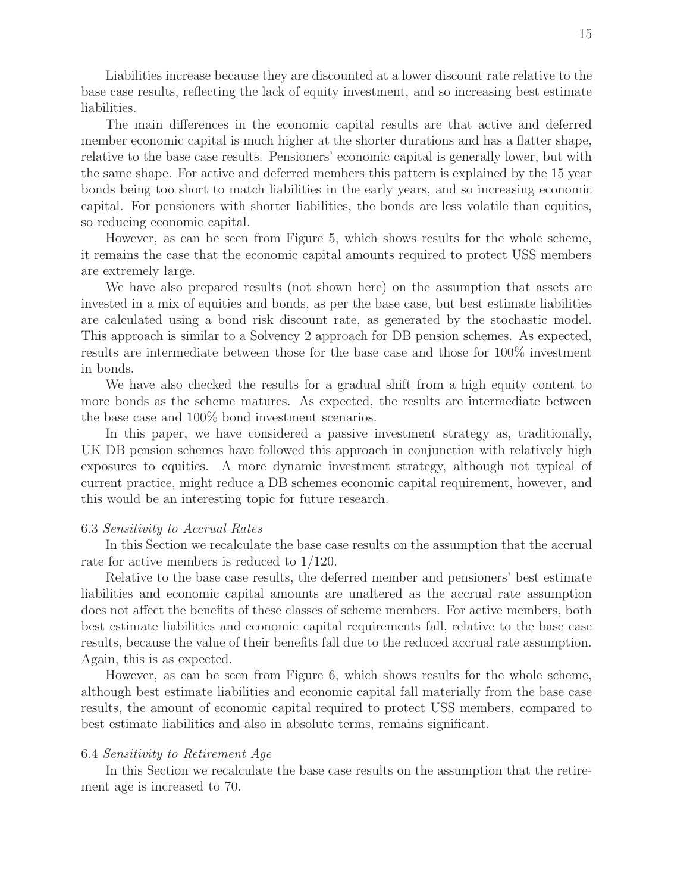Liabilities increase because they are discounted at a lower discount rate relative to the base case results, reflecting the lack of equity investment, and so increasing best estimate liabilities.

The main differences in the economic capital results are that active and deferred member economic capital is much higher at the shorter durations and has a flatter shape, relative to the base case results. Pensioners' economic capital is generally lower, but with the same shape. For active and deferred members this pattern is explained by the 15 year bonds being too short to match liabilities in the early years, and so increasing economic capital. For pensioners with shorter liabilities, the bonds are less volatile than equities, so reducing economic capital.

However, as can be seen from Figure 5, which shows results for the whole scheme, it remains the case that the economic capital amounts required to protect USS members are extremely large.

We have also prepared results (not shown here) on the assumption that assets are invested in a mix of equities and bonds, as per the base case, but best estimate liabilities are calculated using a bond risk discount rate, as generated by the stochastic model. This approach is similar to a Solvency 2 approach for DB pension schemes. As expected, results are intermediate between those for the base case and those for 100% investment in bonds.

We have also checked the results for a gradual shift from a high equity content to more bonds as the scheme matures. As expected, the results are intermediate between the base case and 100% bond investment scenarios.

In this paper, we have considered a passive investment strategy as, traditionally, UK DB pension schemes have followed this approach in conjunction with relatively high exposures to equities. A more dynamic investment strategy, although not typical of current practice, might reduce a DB schemes economic capital requirement, however, and this would be an interesting topic for future research.

### 6.3 *Sensitivity to Accrual Rates*

In this Section we recalculate the base case results on the assumption that the accrual rate for active members is reduced to 1/120.

Relative to the base case results, the deferred member and pensioners' best estimate liabilities and economic capital amounts are unaltered as the accrual rate assumption does not affect the benefits of these classes of scheme members. For active members, both best estimate liabilities and economic capital requirements fall, relative to the base case results, because the value of their benefits fall due to the reduced accrual rate assumption. Again, this is as expected.

However, as can be seen from Figure 6, which shows results for the whole scheme, although best estimate liabilities and economic capital fall materially from the base case results, the amount of economic capital required to protect USS members, compared to best estimate liabilities and also in absolute terms, remains significant.

### 6.4 *Sensitivity to Retirement Age*

In this Section we recalculate the base case results on the assumption that the retirement age is increased to 70.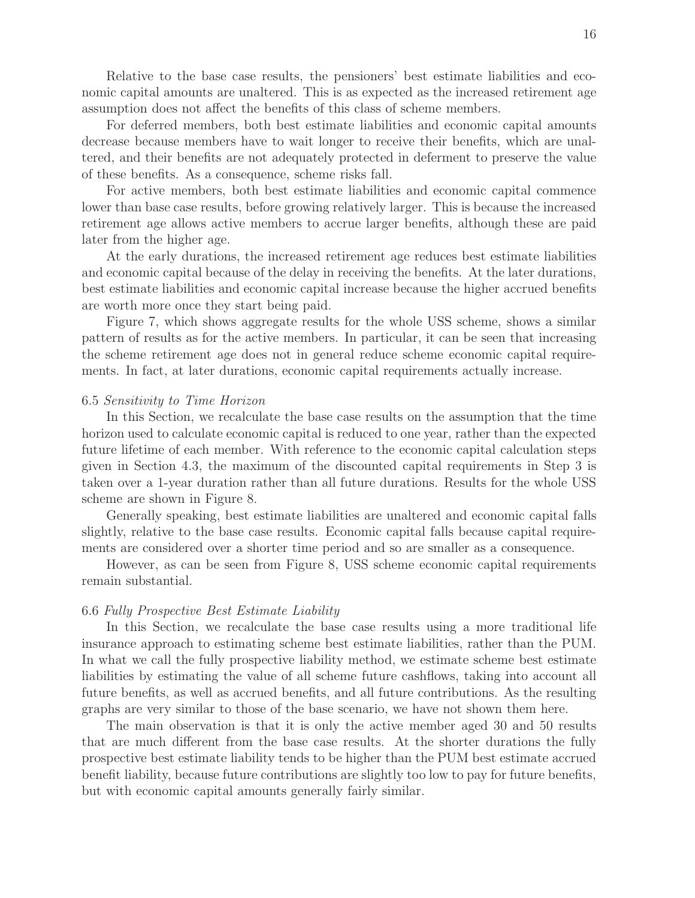Relative to the base case results, the pensioners' best estimate liabilities and economic capital amounts are unaltered. This is as expected as the increased retirement age assumption does not affect the benefits of this class of scheme members.

For deferred members, both best estimate liabilities and economic capital amounts decrease because members have to wait longer to receive their benefits, which are unaltered, and their benefits are not adequately protected in deferment to preserve the value of these benefits. As a consequence, scheme risks fall.

For active members, both best estimate liabilities and economic capital commence lower than base case results, before growing relatively larger. This is because the increased retirement age allows active members to accrue larger benefits, although these are paid later from the higher age.

At the early durations, the increased retirement age reduces best estimate liabilities and economic capital because of the delay in receiving the benefits. At the later durations, best estimate liabilities and economic capital increase because the higher accrued benefits are worth more once they start being paid.

Figure 7, which shows aggregate results for the whole USS scheme, shows a similar pattern of results as for the active members. In particular, it can be seen that increasing the scheme retirement age does not in general reduce scheme economic capital requirements. In fact, at later durations, economic capital requirements actually increase.

### 6.5 *Sensitivity to Time Horizon*

In this Section, we recalculate the base case results on the assumption that the time horizon used to calculate economic capital is reduced to one year, rather than the expected future lifetime of each member. With reference to the economic capital calculation steps given in Section 4.3, the maximum of the discounted capital requirements in Step 3 is taken over a 1-year duration rather than all future durations. Results for the whole USS scheme are shown in Figure 8.

Generally speaking, best estimate liabilities are unaltered and economic capital falls slightly, relative to the base case results. Economic capital falls because capital requirements are considered over a shorter time period and so are smaller as a consequence.

However, as can be seen from Figure 8, USS scheme economic capital requirements remain substantial.

### 6.6 *Fully Prospective Best Estimate Liability*

In this Section, we recalculate the base case results using a more traditional life insurance approach to estimating scheme best estimate liabilities, rather than the PUM. In what we call the fully prospective liability method, we estimate scheme best estimate liabilities by estimating the value of all scheme future cashflows, taking into account all future benefits, as well as accrued benefits, and all future contributions. As the resulting graphs are very similar to those of the base scenario, we have not shown them here.

The main observation is that it is only the active member aged 30 and 50 results that are much different from the base case results. At the shorter durations the fully prospective best estimate liability tends to be higher than the PUM best estimate accrued benefit liability, because future contributions are slightly too low to pay for future benefits, but with economic capital amounts generally fairly similar.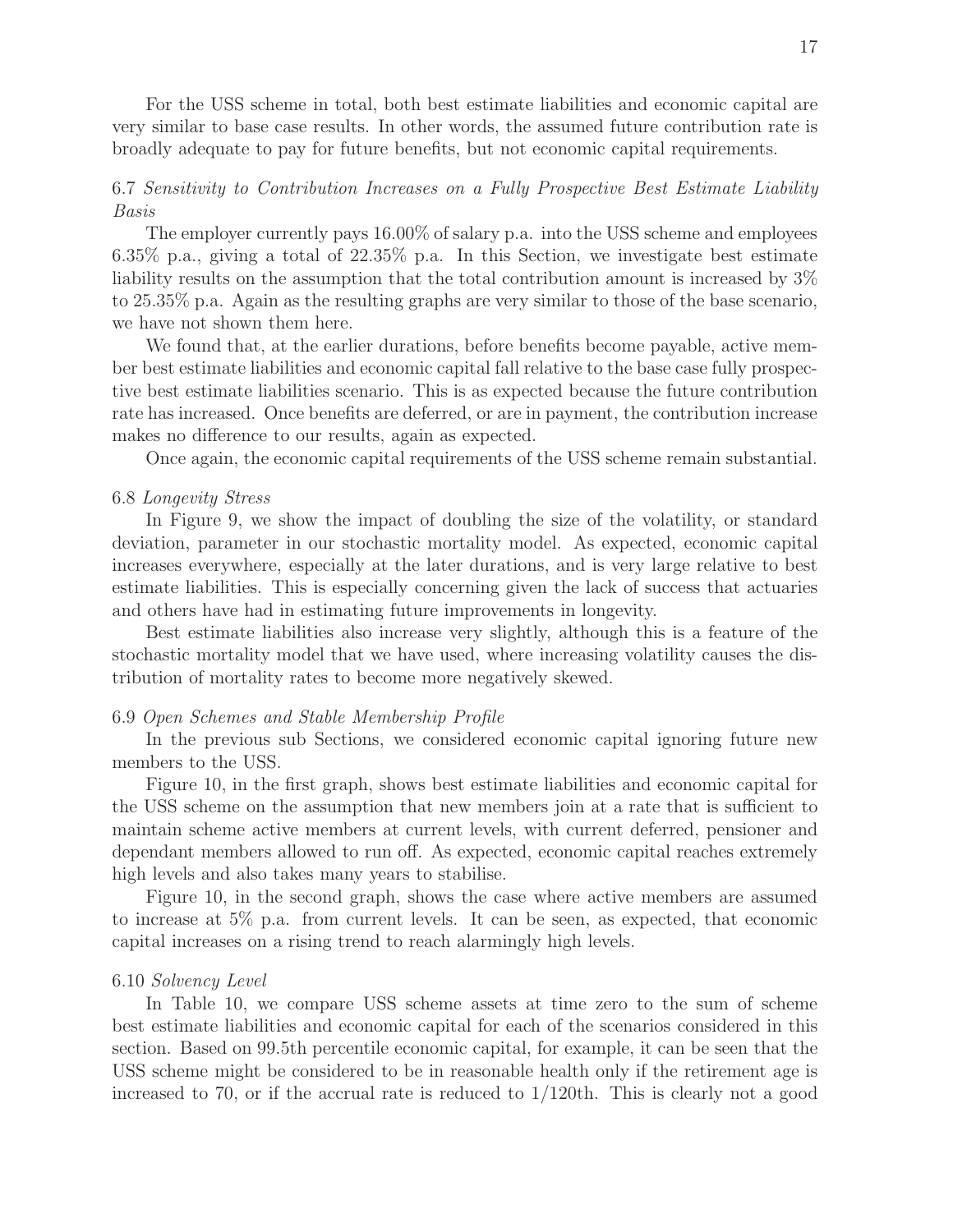For the USS scheme in total, both best estimate liabilities and economic capital are very similar to base case results. In other words, the assumed future contribution rate is broadly adequate to pay for future benefits, but not economic capital requirements.

### 6.7 *Sensitivity to Contribution Increases on a Fully Prospective Best Estimate Liability Basis*

The employer currently pays 16.00% of salary p.a. into the USS scheme and employees 6.35% p.a., giving a total of 22.35% p.a. In this Section, we investigate best estimate liability results on the assumption that the total contribution amount is increased by 3% to 25.35% p.a. Again as the resulting graphs are very similar to those of the base scenario, we have not shown them here.

We found that, at the earlier durations, before benefits become payable, active member best estimate liabilities and economic capital fall relative to the base case fully prospective best estimate liabilities scenario. This is as expected because the future contribution rate has increased. Once benefits are deferred, or are in payment, the contribution increase makes no difference to our results, again as expected.

Once again, the economic capital requirements of the USS scheme remain substantial.

### 6.8 *Longevity Stress*

In Figure 9, we show the impact of doubling the size of the volatility, or standard deviation, parameter in our stochastic mortality model. As expected, economic capital increases everywhere, especially at the later durations, and is very large relative to best estimate liabilities. This is especially concerning given the lack of success that actuaries and others have had in estimating future improvements in longevity.

Best estimate liabilities also increase very slightly, although this is a feature of the stochastic mortality model that we have used, where increasing volatility causes the distribution of mortality rates to become more negatively skewed.

### 6.9 *Open Schemes and Stable Membership Profile*

In the previous sub Sections, we considered economic capital ignoring future new members to the USS.

Figure 10, in the first graph, shows best estimate liabilities and economic capital for the USS scheme on the assumption that new members join at a rate that is sufficient to maintain scheme active members at current levels, with current deferred, pensioner and dependant members allowed to run off. As expected, economic capital reaches extremely high levels and also takes many years to stabilise.

Figure 10, in the second graph, shows the case where active members are assumed to increase at 5% p.a. from current levels. It can be seen, as expected, that economic capital increases on a rising trend to reach alarmingly high levels.

### 6.10 *Solvency Level*

In Table 10, we compare USS scheme assets at time zero to the sum of scheme best estimate liabilities and economic capital for each of the scenarios considered in this section. Based on 99.5th percentile economic capital, for example, it can be seen that the USS scheme might be considered to be in reasonable health only if the retirement age is increased to 70, or if the accrual rate is reduced to 1/120th. This is clearly not a good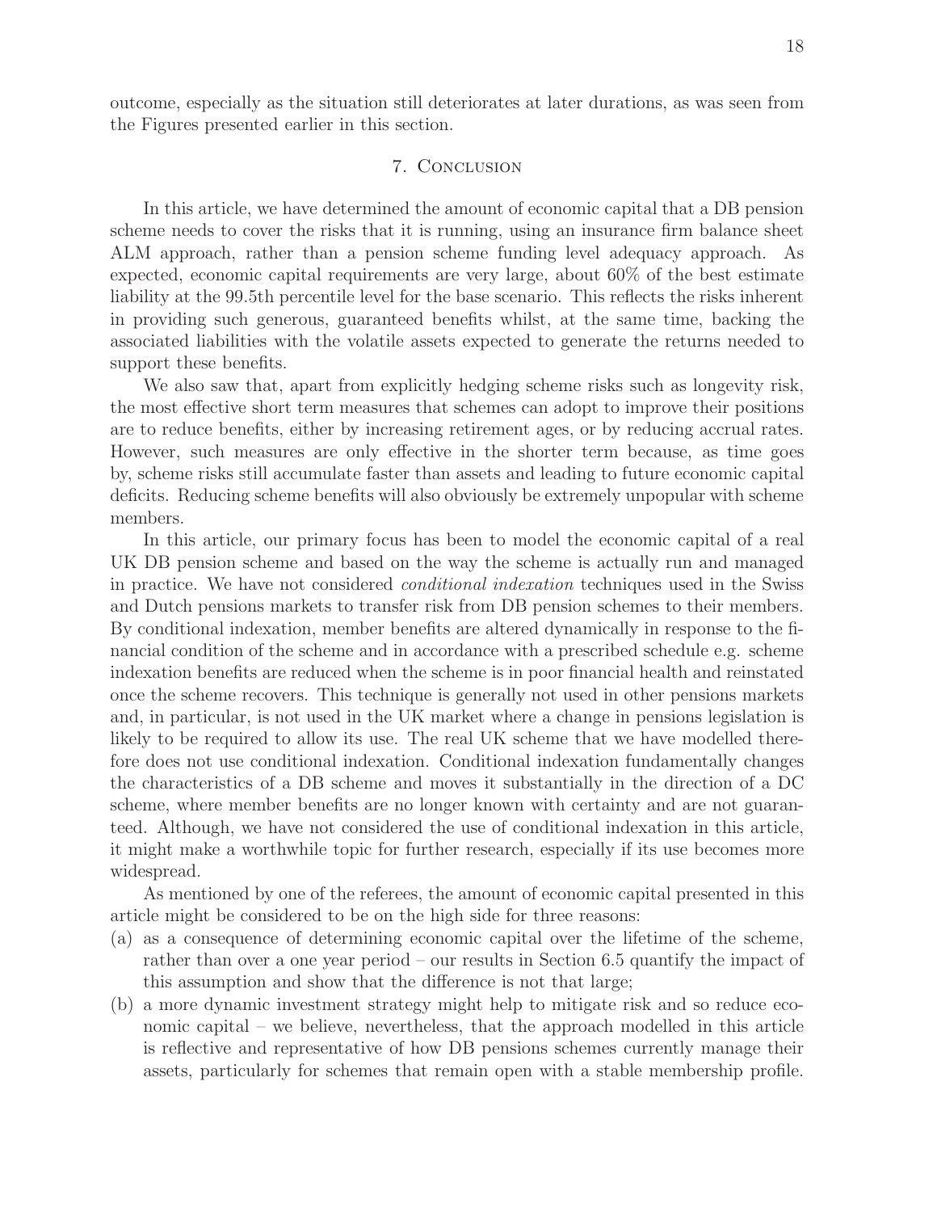outcome, especially as the situation still deteriorates at later durations, as was seen from the Figures presented earlier in this section.

## 7. Conclusion

In this article, we have determined the amount of economic capital that a DB pension scheme needs to cover the risks that it is running, using an insurance firm balance sheet ALM approach, rather than a pension scheme funding level adequacy approach. As expected, economic capital requirements are very large, about 60% of the best estimate liability at the 99.5th percentile level for the base scenario. This reflects the risks inherent in providing such generous, guaranteed benefits whilst, at the same time, backing the associated liabilities with the volatile assets expected to generate the returns needed to support these benefits.

We also saw that, apart from explicitly hedging scheme risks such as longevity risk, the most effective short term measures that schemes can adopt to improve their positions are to reduce benefits, either by increasing retirement ages, or by reducing accrual rates. However, such measures are only effective in the shorter term because, as time goes by, scheme risks still accumulate faster than assets and leading to future economic capital deficits. Reducing scheme benefits will also obviously be extremely unpopular with scheme members.

In this article, our primary focus has been to model the economic capital of a real UK DB pension scheme and based on the way the scheme is actually run and managed in practice. We have not considered *conditional indexation* techniques used in the Swiss and Dutch pensions markets to transfer risk from DB pension schemes to their members. By conditional indexation, member benefits are altered dynamically in response to the financial condition of the scheme and in accordance with a prescribed schedule e.g. scheme indexation benefits are reduced when the scheme is in poor financial health and reinstated once the scheme recovers. This technique is generally not used in other pensions markets and, in particular, is not used in the UK market where a change in pensions legislation is likely to be required to allow its use. The real UK scheme that we have modelled therefore does not use conditional indexation. Conditional indexation fundamentally changes the characteristics of a DB scheme and moves it substantially in the direction of a DC scheme, where member benefits are no longer known with certainty and are not guaranteed. Although, we have not considered the use of conditional indexation in this article, it might make a worthwhile topic for further research, especially if its use becomes more widespread.

As mentioned by one of the referees, the amount of economic capital presented in this article might be considered to be on the high side for three reasons:

(a) as a consequence of determining economic capital over the lifetime of the scheme, rather than over a one year period – our results in Section 6.5 quantify the impact of this assumption and show that the difference is not that large;

(b) a more dynamic investment strategy might help to mitigate risk and so reduce economic capital – we believe, nevertheless, that the approach modelled in this article is reflective and representative of how DB pensions schemes currently manage their assets, particularly for schemes that remain open with a stable membership profile.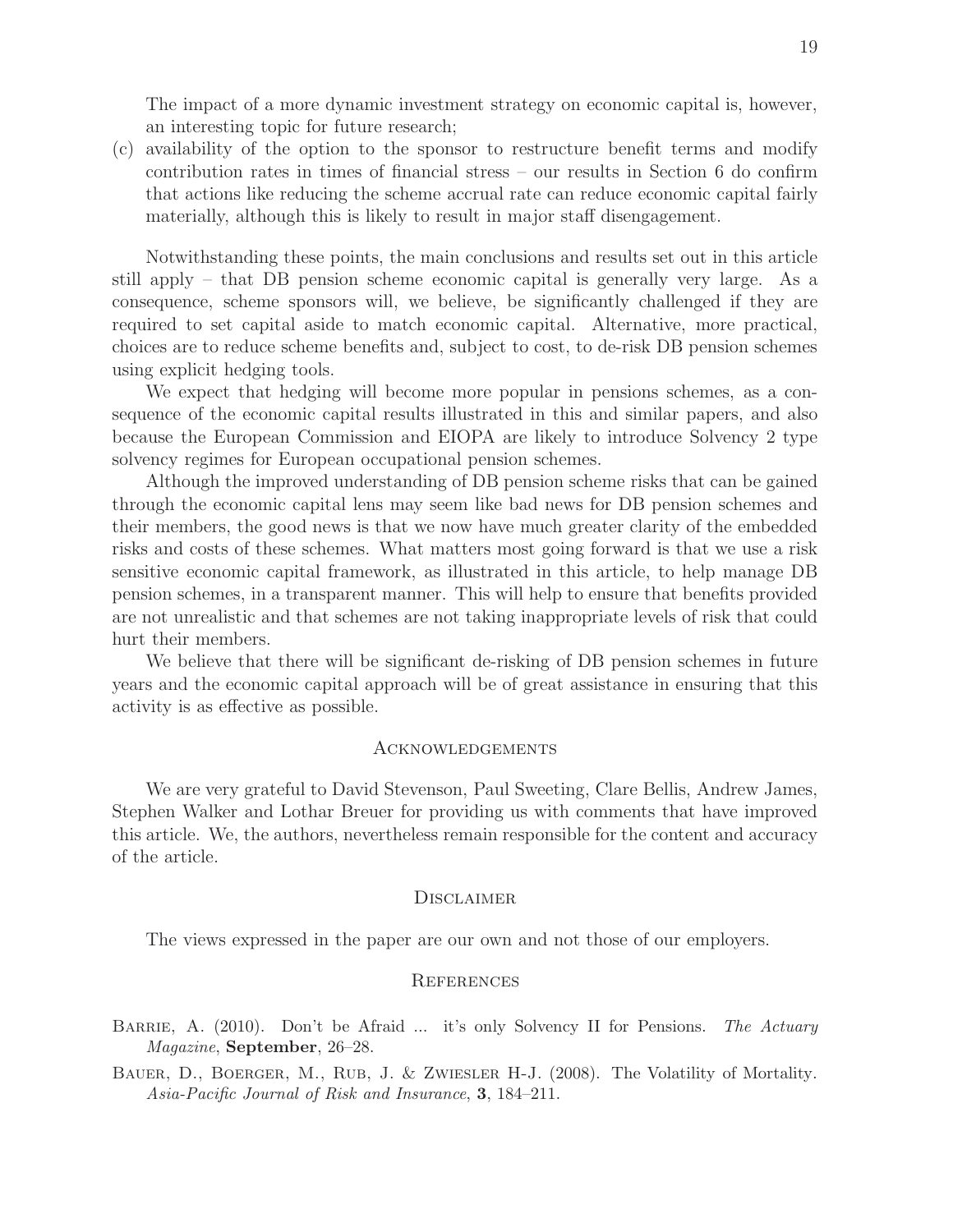The impact of a more dynamic investment strategy on economic capital is, however, an interesting topic for future research;

(c) availability of the option to the sponsor to restructure benefit terms and modify contribution rates in times of financial stress – our results in Section 6 do confirm that actions like reducing the scheme accrual rate can reduce economic capital fairly materially, although this is likely to result in major staff disengagement.

Notwithstanding these points, the main conclusions and results set out in this article still apply – that DB pension scheme economic capital is generally very large. As a consequence, scheme sponsors will, we believe, be significantly challenged if they are required to set capital aside to match economic capital. Alternative, more practical, choices are to reduce scheme benefits and, subject to cost, to de-risk DB pension schemes using explicit hedging tools.

We expect that hedging will become more popular in pensions schemes, as a consequence of the economic capital results illustrated in this and similar papers, and also because the European Commission and EIOPA are likely to introduce Solvency 2 type solvency regimes for European occupational pension schemes.

Although the improved understanding of DB pension scheme risks that can be gained through the economic capital lens may seem like bad news for DB pension schemes and their members, the good news is that we now have much greater clarity of the embedded risks and costs of these schemes. What matters most going forward is that we use a risk sensitive economic capital framework, as illustrated in this article, to help manage DB pension schemes, in a transparent manner. This will help to ensure that benefits provided are not unrealistic and that schemes are not taking inappropriate levels of risk that could hurt their members.

We believe that there will be significant de-risking of DB pension schemes in future years and the economic capital approach will be of great assistance in ensuring that this activity is as effective as possible.

## Acknowledgements

We are very grateful to David Stevenson, Paul Sweeting, Clare Bellis, Andrew James, Stephen Walker and Lothar Breuer for providing us with comments that have improved this article. We, the authors, nevertheless remain responsible for the content and accuracy of the article.

## Disclaimer

The views expressed in the paper are our own and not those of our employers.

## References

Barrie, A. (2010). Don't be Afraid ... it's only Solvency II for Pensions. *The Actuary Magazine*, **September**, 26–28.

Bauer, D., Boerger, M., Rub, J. & Zwiesler H-J. (2008). The Volatility of Mortality. *Asia-Pacific Journal of Risk and Insurance*, **3**, 184–211.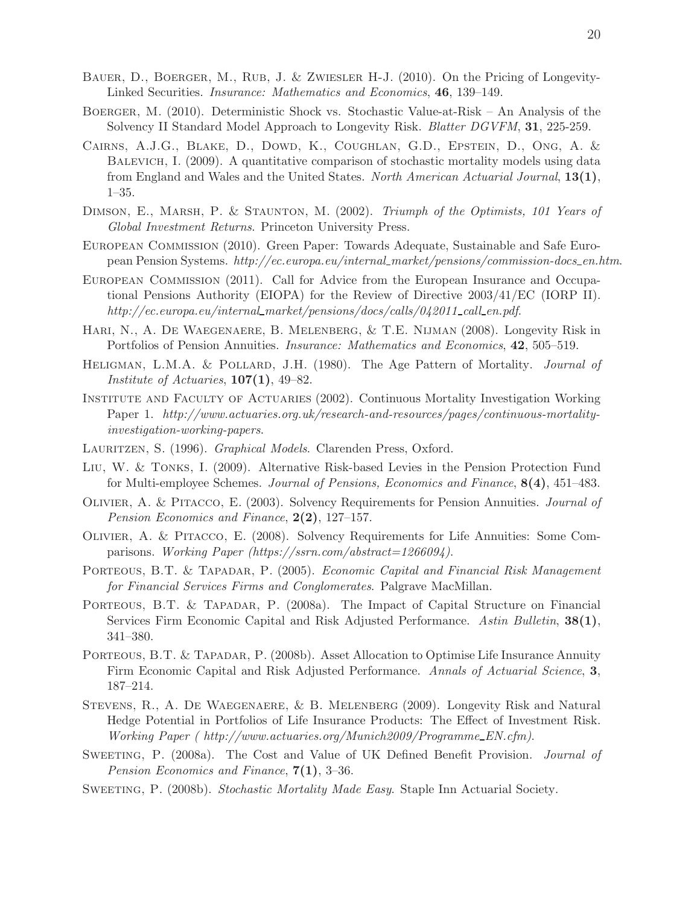Bauer, D., Boerger, M., Rub, J. & Zwiesler H-J. (2010). On the Pricing of Longevity-Linked Securities. *Insurance: Mathematics and Economics*, **46**, 139–149.

Boerger, M. (2010). Deterministic Shock vs. Stochastic Value-at-Risk – An Analysis of the Solvency II Standard Model Approach to Longevity Risk. *Blatter DGVFM*, **31**, 225-259.

Cairns, A.J.G., Blake, D., Dowd, K., Coughlan, G.D., Epstein, D., Ong, A. & Balevich, I. (2009). A quantitative comparison of stochastic mortality models using data from England and Wales and the United States. *North American Actuarial Journal*, **13(1)**, 1–35.

Dimson, E., Marsh, P. & Staunton, M. (2002). *Triumph of the Optimists, 101 Years of Global Investment Returns*. Princeton University Press.

European Commission (2010). Green Paper: Towards Adequate, Sustainable and Safe European Pension Systems. *http://ec.europa.eu/internal_market/pensions/commission-docs_en.htm*.

European Commission (2011). Call for Advice from the European Insurance and Occupational Pensions Authority (EIOPA) for the Review of Directive 2003/41/EC (IORP II). *http://ec.europa.eu/internal_market/pensions/docs/calls/042011_call_en.pdf*.

Hari, N., A. De Waegenaere, B. Melenberg, & T.E. Nijman (2008). Longevity Risk in Portfolios of Pension Annuities. *Insurance: Mathematics and Economics*, **42**, 505–519.

Heligman, L.M.A. & Pollard, J.H. (1980). The Age Pattern of Mortality. *Journal of Institute of Actuaries*, **107(1)**, 49–82.

Institute and Faculty of Actuaries (2002). Continuous Mortality Investigation Working Paper 1. *http://www.actuaries.org.uk/research-and-resources/pages/continuous-mortality-investigation-working-papers*.

Lauritzen, S. (1996). *Graphical Models*. Clarenden Press, Oxford.

Liu, W. & Tonks, I. (2009). Alternative Risk-based Levies in the Pension Protection Fund for Multi-employee Schemes. *Journal of Pensions, Economics and Finance*, **8(4)**, 451–483.

Olivier, A. & Pitacco, E. (2003). Solvency Requirements for Pension Annuities. *Journal of Pension Economics and Finance*, **2(2)**, 127–157.

Olivier, A. & Pitacco, E. (2008). Solvency Requirements for Life Annuities: Some Comparisons. *Working Paper (https://ssrn.com/abstract=1266094)*.

Porteous, B.T. & Tapadar, P. (2005). *Economic Capital and Financial Risk Management for Financial Services Firms and Conglomerates*. Palgrave MacMillan.

Porteous, B.T. & Tapadar, P. (2008a). The Impact of Capital Structure on Financial Services Firm Economic Capital and Risk Adjusted Performance. *Astin Bulletin*, **38(1)**, 341–380.

Porteous, B.T. & Tapadar, P. (2008b). Asset Allocation to Optimise Life Insurance Annuity Firm Economic Capital and Risk Adjusted Performance. *Annals of Actuarial Science*, **3**, 187–214.

Stevens, R., A. De Waegenaere, & B. Melenberg (2009). Longevity Risk and Natural Hedge Potential in Portfolios of Life Insurance Products: The Effect of Investment Risk. *Working Paper ( http://www.actuaries.org/Munich2009/Programme_EN.cfm)*.

Sweeting, P. (2008a). The Cost and Value of UK Defined Benefit Provision. *Journal of Pension Economics and Finance*, **7(1)**, 3–36.

Sweeting, P. (2008b). *Stochastic Mortality Made Easy*. Staple Inn Actuarial Society.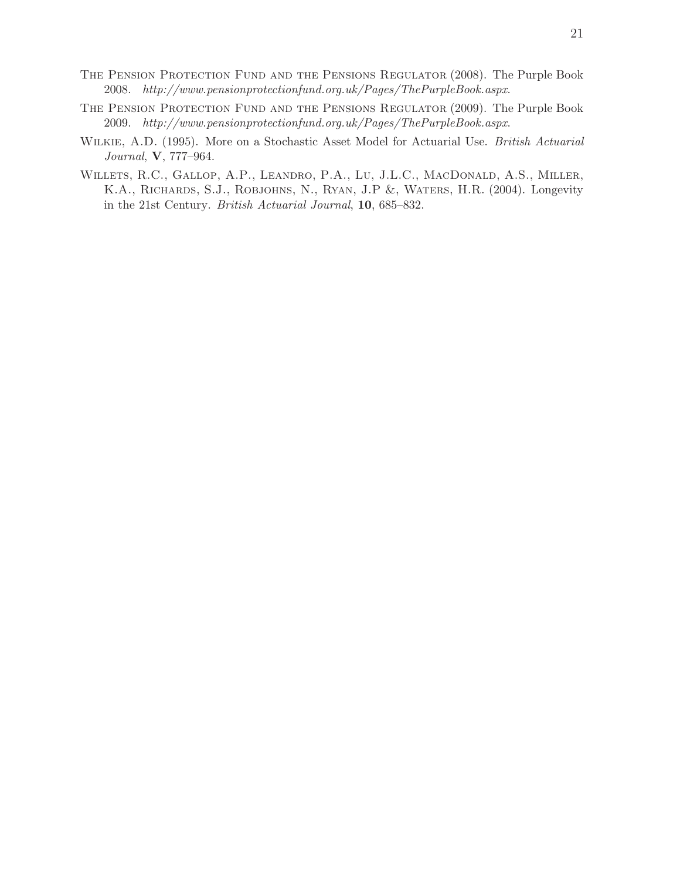The Pension Protection Fund and the Pensions Regulator (2008). The Purple Book 2008. *http://www.pensionprotectionfund.org.uk/Pages/ThePurpleBook.aspx*.

The Pension Protection Fund and the Pensions Regulator (2009). The Purple Book 2009. *http://www.pensionprotectionfund.org.uk/Pages/ThePurpleBook.aspx*.

Wilkie, A.D. (1995). More on a Stochastic Asset Model for Actuarial Use. *British Actuarial Journal*, **V**, 777–964.

Willets, R.C., Gallop, A.P., Leandro, P.A., Lu, J.L.C., MacDonald, A.S., Miller, K.A., Richards, S.J., Robjohns, N., Ryan, J.P &, Waters, H.R. (2004). Longevity in the 21st Century. *British Actuarial Journal*, **10**, 685–832.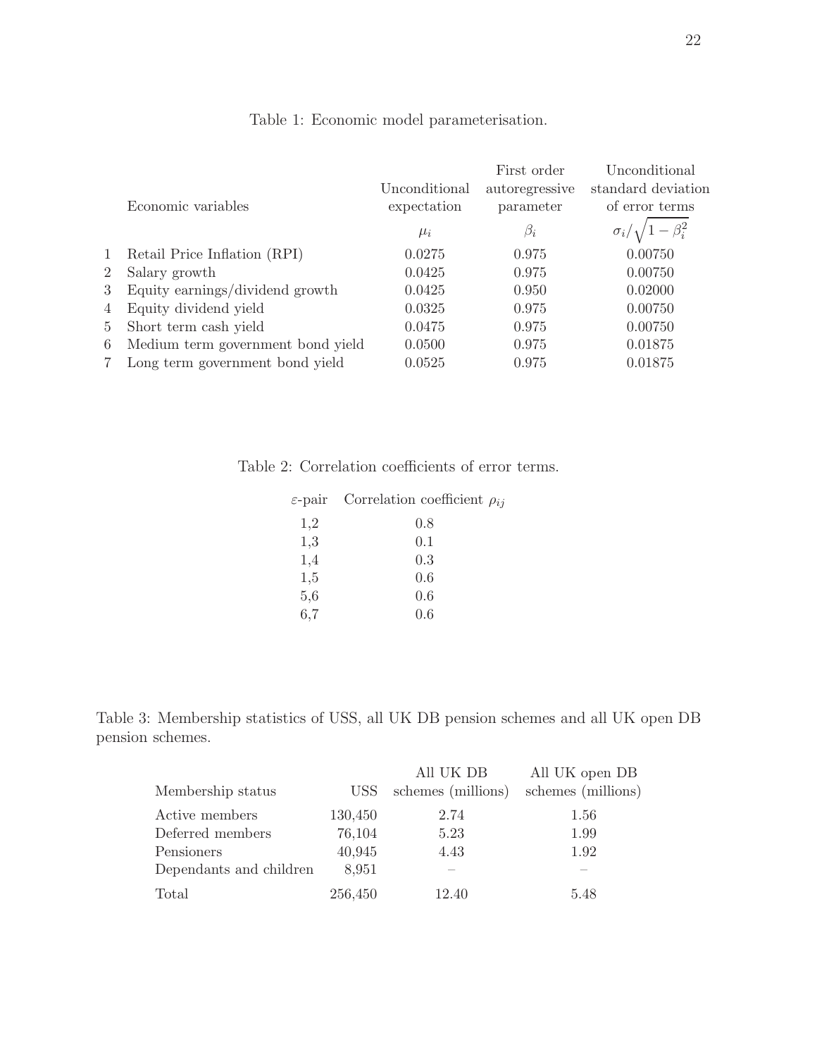Table 1: Economic model parameterisation.

| | Economic variables | Unconditional expectation $\mu_i$ | First order autoregressive parameter $\beta_i$ | Unconditional standard deviation of error terms $\sigma_i/\sqrt{1-\beta_i^2}$ |
|---|---|---|---|---|
| 1 | Retail Price Inflation (RPI) | 0.0275 | 0.975 | 0.00750 |
| 2 | Salary growth | 0.0425 | 0.975 | 0.00750 |
| 3 | Equity earnings/dividend growth | 0.0425 | 0.950 | 0.02000 |
| 4 | Equity dividend yield | 0.0325 | 0.975 | 0.00750 |
| 5 | Short term cash yield | 0.0475 | 0.975 | 0.00750 |
| 6 | Medium term government bond yield | 0.0500 | 0.975 | 0.01875 |
| 7 | Long term government bond yield | 0.0525 | 0.975 | 0.01875 |

Table 2: Correlation coefficients of error terms.

| $\varepsilon$-pair | Correlation coefficient $\rho_{ij}$ |
|---|---|
| 1,2 | 0.8 |
| 1,3 | 0.1 |
| 1,4 | 0.3 |
| 1,5 | 0.6 |
| 5,6 | 0.6 |
| 6,7 | 0.6 |

Table 3: Membership statistics of USS, all UK DB pension schemes and all UK open DB pension schemes.

| Membership status | USS | All UK DB schemes (millions) | All UK open DB schemes (millions) |
|---|---|---|---|
| Active members | 130,450 | 2.74 | 1.56 |
| Deferred members | 76,104 | 5.23 | 1.99 |
| Pensioners | 40,945 | 4.43 | 1.92 |
| Dependants and children | 8,951 | – | – |
| Total | 256,450 | 12.40 | 5.48 |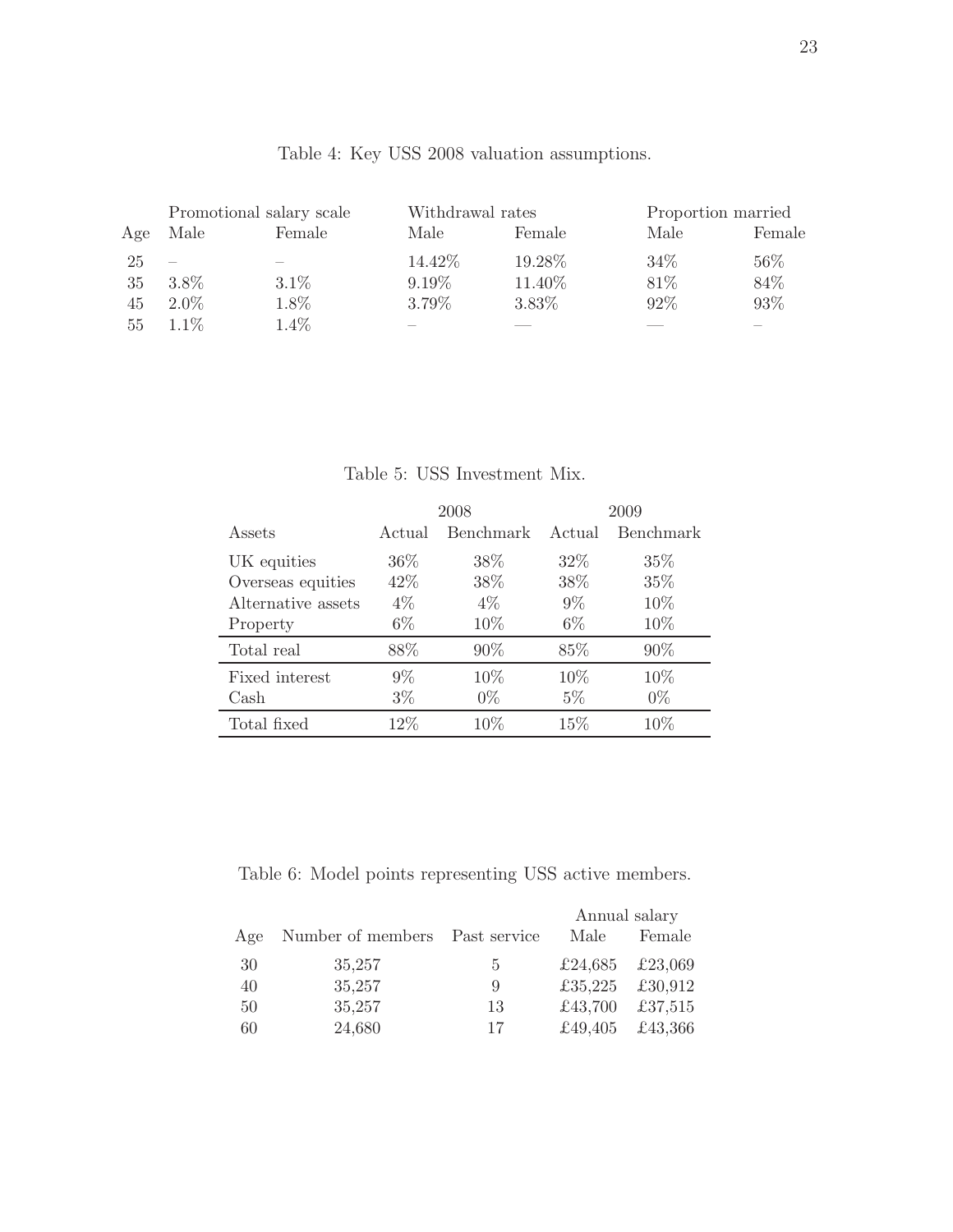Table 4: Key USS 2008 valuation assumptions.

| | Promotional salary scale | | Withdrawal rates | | Proportion married | |
|---|---|---|---|---|---|---|
| Age | Male | Female | Male | Female | Male | Female |
| 25 | – | – | 14.42% | 19.28% | 34% | 56% |
| 35 | 3.8% | 3.1% | 9.19% | 11.40% | 81% | 84% |
| 45 | 2.0% | 1.8% | 3.79% | 3.83% | 92% | 93% |
| 55 | 1.1% | 1.4% | – | — | — | – |

Table 5: USS Investment Mix.

| | 2008 | | 2009 | |
|---|---|---|---|---|
| Assets | Actual | Benchmark | Actual | Benchmark |
| UK equities | 36% | 38% | 32% | 35% |
| Overseas equities | 42% | 38% | 38% | 35% |
| Alternative assets | 4% | 4% | 9% | 10% |
| Property | 6% | 10% | 6% | 10% |
| Total real | 88% | 90% | 85% | 90% |
| Fixed interest | 9% | 10% | 10% | 10% |
| Cash | 3% | 0% | 5% | 0% |
| Total fixed | 12% | 10% | 15% | 10% |

Table 6: Model points representing USS active members.

| | | | Annual salary | |
|---|---|---|---|---|
| Age | Number of members | Past service | Male | Female |
| 30 | 35,257 | 5 | £24,685 | £23,069 |
| 40 | 35,257 | 9 | £35,225 | £30,912 |
| 50 | 35,257 | 13 | £43,700 | £37,515 |
| 60 | 24,680 | 17 | £49,405 | £43,366 |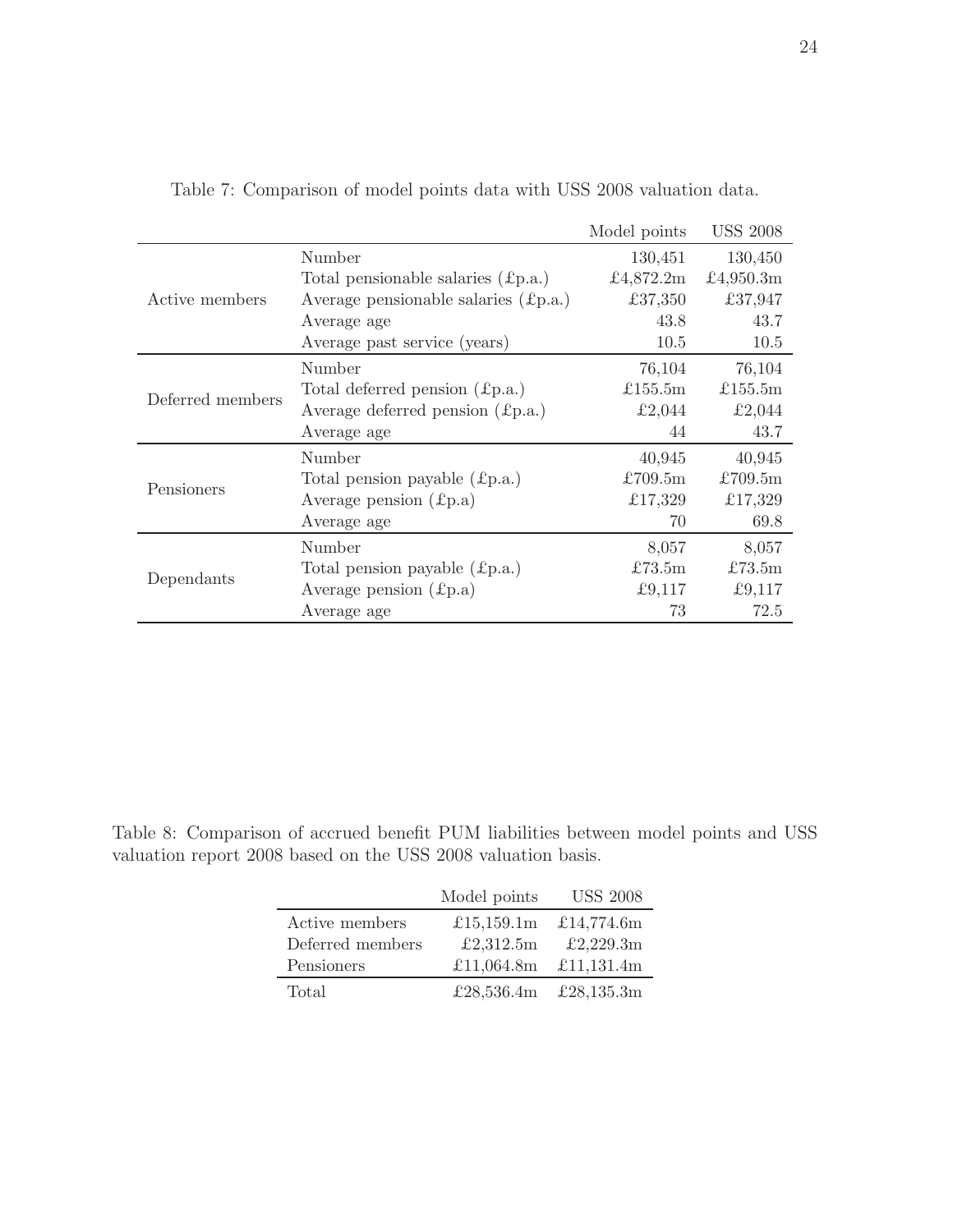Table 7: Comparison of model points data with USS 2008 valuation data.

| | | Model points | USS 2008 |
|---|---|---|---|
| Active members | Number | 130,451 | 130,450 |
| | Total pensionable salaries (£p.a.) | £4,872.2m | £4,950.3m |
| | Average pensionable salaries (£p.a.) | £37,350 | £37,947 |
| | Average age | 43.8 | 43.7 |
| | Average past service (years) | 10.5 | 10.5 |
| Deferred members | Number | 76,104 | 76,104 |
| | Total deferred pension (£p.a.) | £155.5m | £155.5m |
| | Average deferred pension (£p.a.) | £2,044 | £2,044 |
| | Average age | 44 | 43.7 |
| Pensioners | Number | 40,945 | 40,945 |
| | Total pension payable (£p.a.) | £709.5m | £709.5m |
| | Average pension (£p.a) | £17,329 | £17,329 |
| | Average age | 70 | 69.8 |
| Dependants | Number | 8,057 | 8,057 |
| | Total pension payable (£p.a.) | £73.5m | £73.5m |
| | Average pension (£p.a) | £9,117 | £9,117 |
| | Average age | 73 | 72.5 |

Table 8: Comparison of accrued benefit PUM liabilities between model points and USS valuation report 2008 based on the USS 2008 valuation basis.

| | Model points | USS 2008 |
|---|---|---|
| Active members | £15,159.1m | £14,774.6m |
| Deferred members | £2,312.5m | £2,229.3m |
| Pensioners | £11,064.8m | £11,131.4m |
| Total | £28,536.4m | £28,135.3m |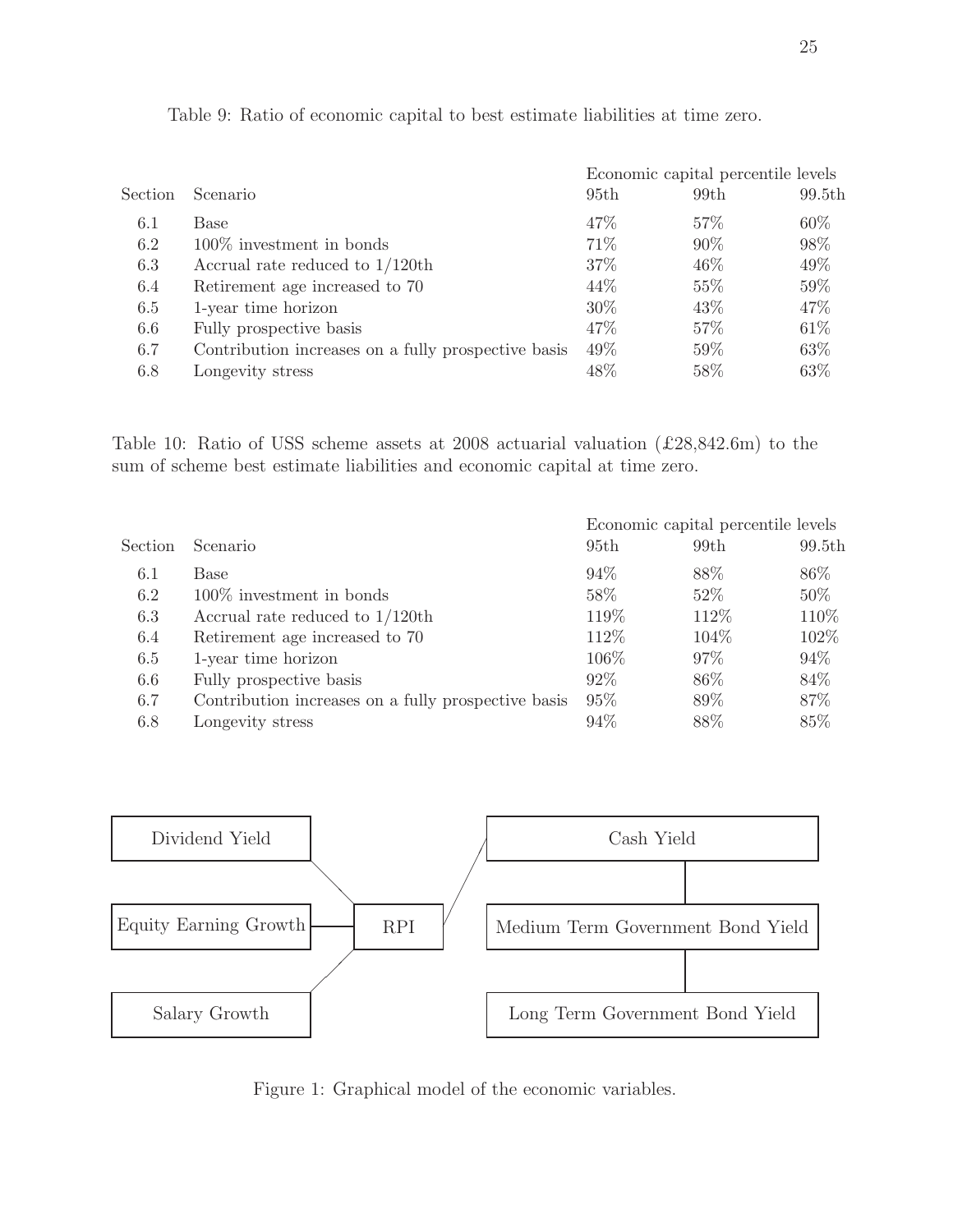Table 9: Ratio of economic capital to best estimate liabilities at time zero.

| Section | Scenario | Economic capital percentile levels 95th | 99th | 99.5th |
|---|---|---|---|---|
| 6.1 | Base | 47% | 57% | 60% |
| 6.2 | 100% investment in bonds | 71% | 90% | 98% |
| 6.3 | Accrual rate reduced to 1/120th | 37% | 46% | 49% |
| 6.4 | Retirement age increased to 70 | 44% | 55% | 59% |
| 6.5 | 1-year time horizon | 30% | 43% | 47% |
| 6.6 | Fully prospective basis | 47% | 57% | 61% |
| 6.7 | Contribution increases on a fully prospective basis | 49% | 59% | 63% |
| 6.8 | Longevity stress | 48% | 58% | 63% |

Table 10: Ratio of USS scheme assets at 2008 actuarial valuation (£28,842.6m) to the sum of scheme best estimate liabilities and economic capital at time zero.

| Section | Scenario | Economic capital percentile levels 95th | 99th | 99.5th |
|---|---|---|---|---|
| 6.1 | Base | 94% | 88% | 86% |
| 6.2 | 100% investment in bonds | 58% | 52% | 50% |
| 6.3 | Accrual rate reduced to 1/120th | 119% | 112% | 110% |
| 6.4 | Retirement age increased to 70 | 112% | 104% | 102% |
| 6.5 | 1-year time horizon | 106% | 97% | 94% |
| 6.6 | Fully prospective basis | 92% | 86% | 84% |
| 6.7 | Contribution increases on a fully prospective basis | 95% | 89% | 87% |
| 6.8 | Longevity stress | 94% | 88% | 85% |

Dividend Yield — Equity Earning Growth — Salary Growth — RPI — Cash Yield — Medium Term Government Bond Yield — Long Term Government Bond Yield

Figure 1: Graphical model of the economic variables.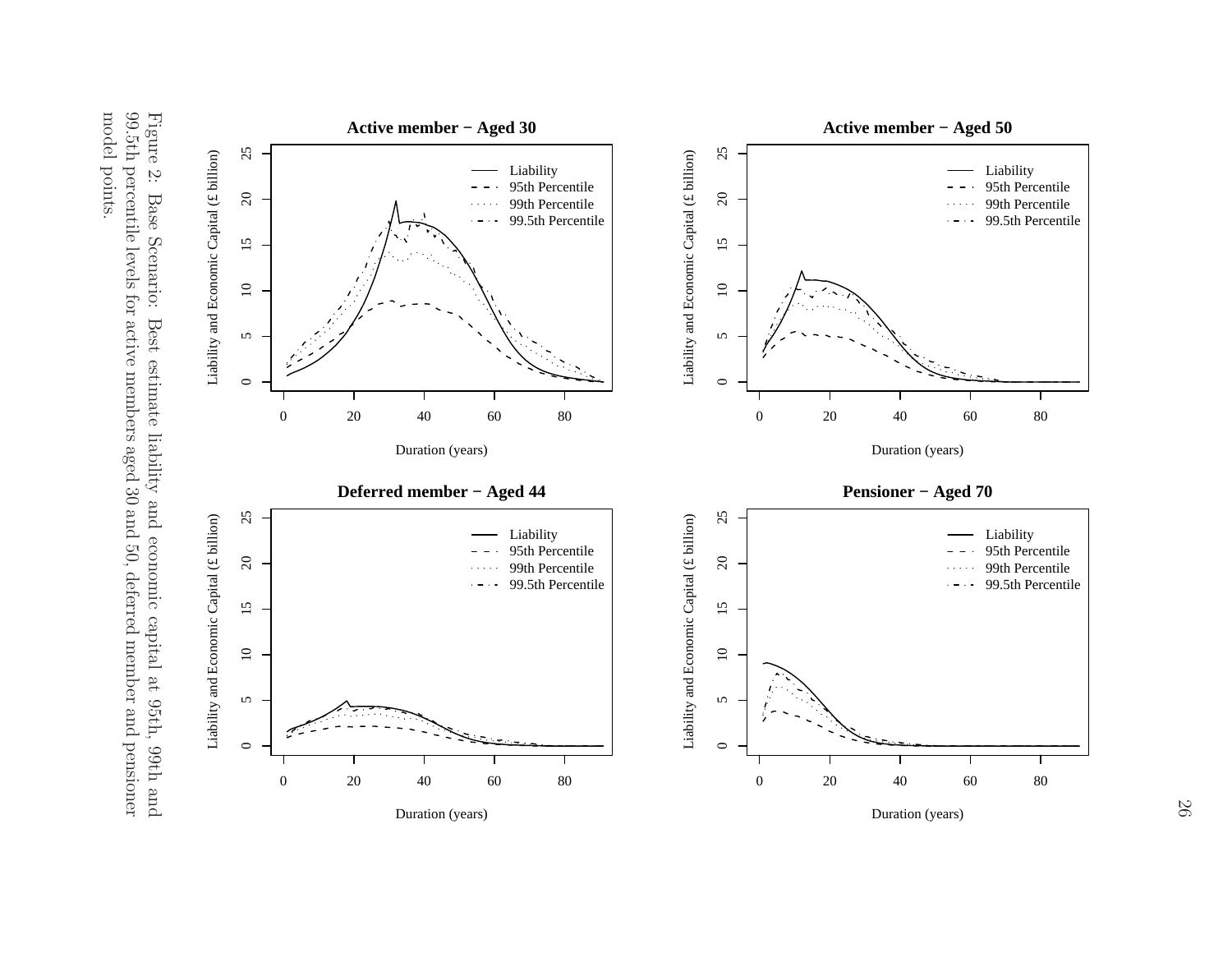Figure 2: Base Scenario: Best estimate liability and economic capital at 95th, 99th and 99.5th percentile levels for active members aged 30 and 50, deferred member and pensioner model points.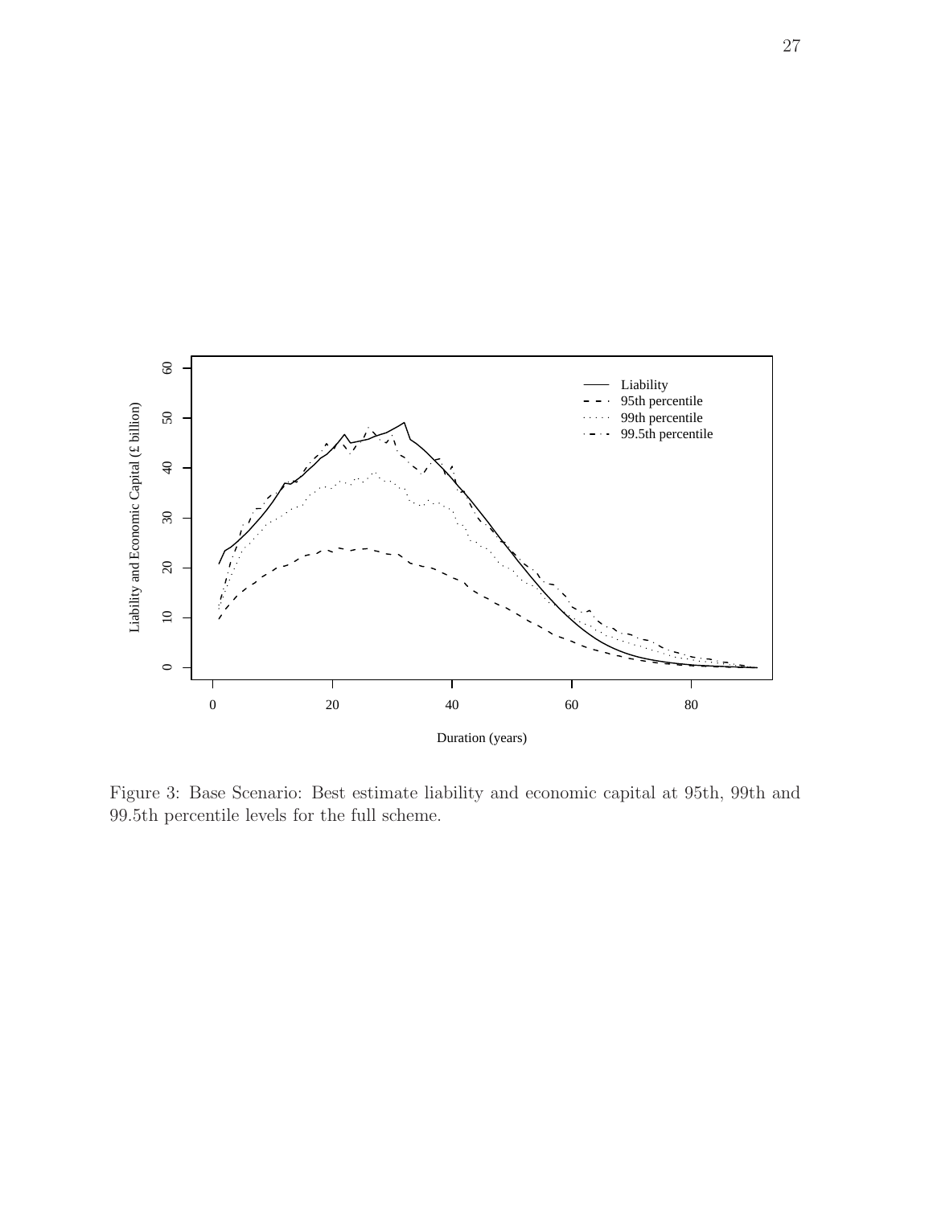Figure 3: Base Scenario: Best estimate liability and economic capital at 95th, 99th and 99.5th percentile levels for the full scheme.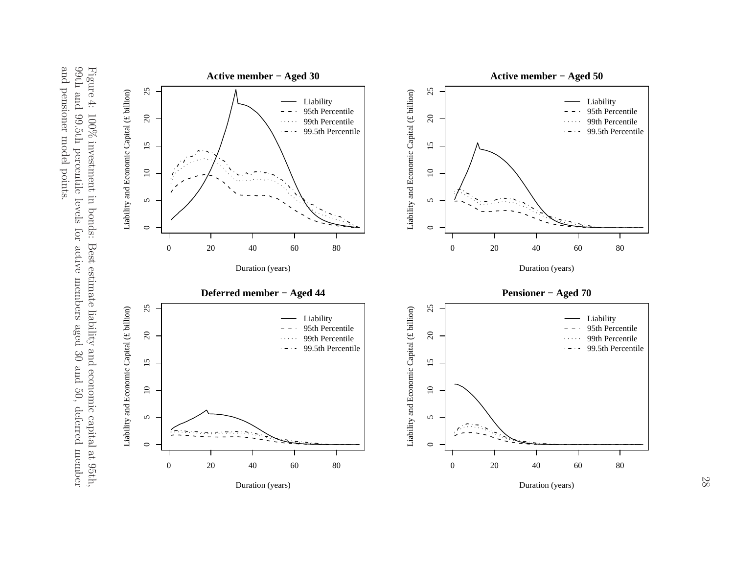Figure 4: 100% investment in bonds: Best estimate liability and economic capital at 95th, 99th and 99.5th percentile levels for active members aged 30 and 50, deferred member and pensioner model points.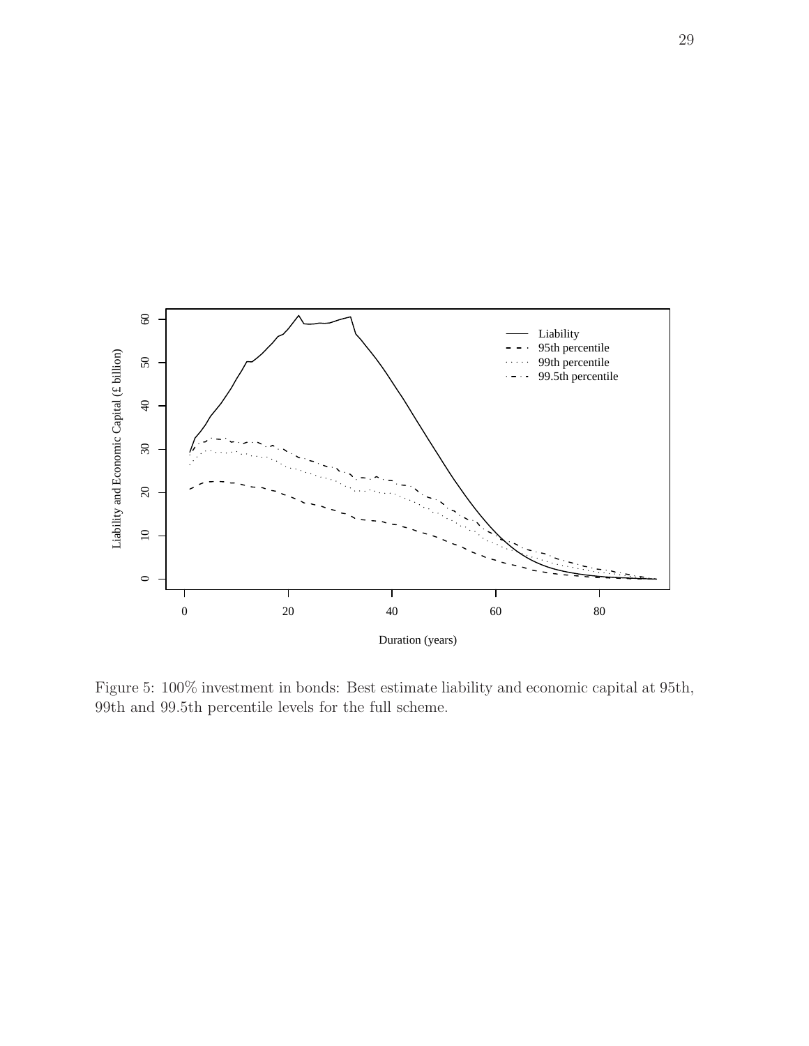Figure 5: 100% investment in bonds: Best estimate liability and economic capital at 95th, 99th and 99.5th percentile levels for the full scheme.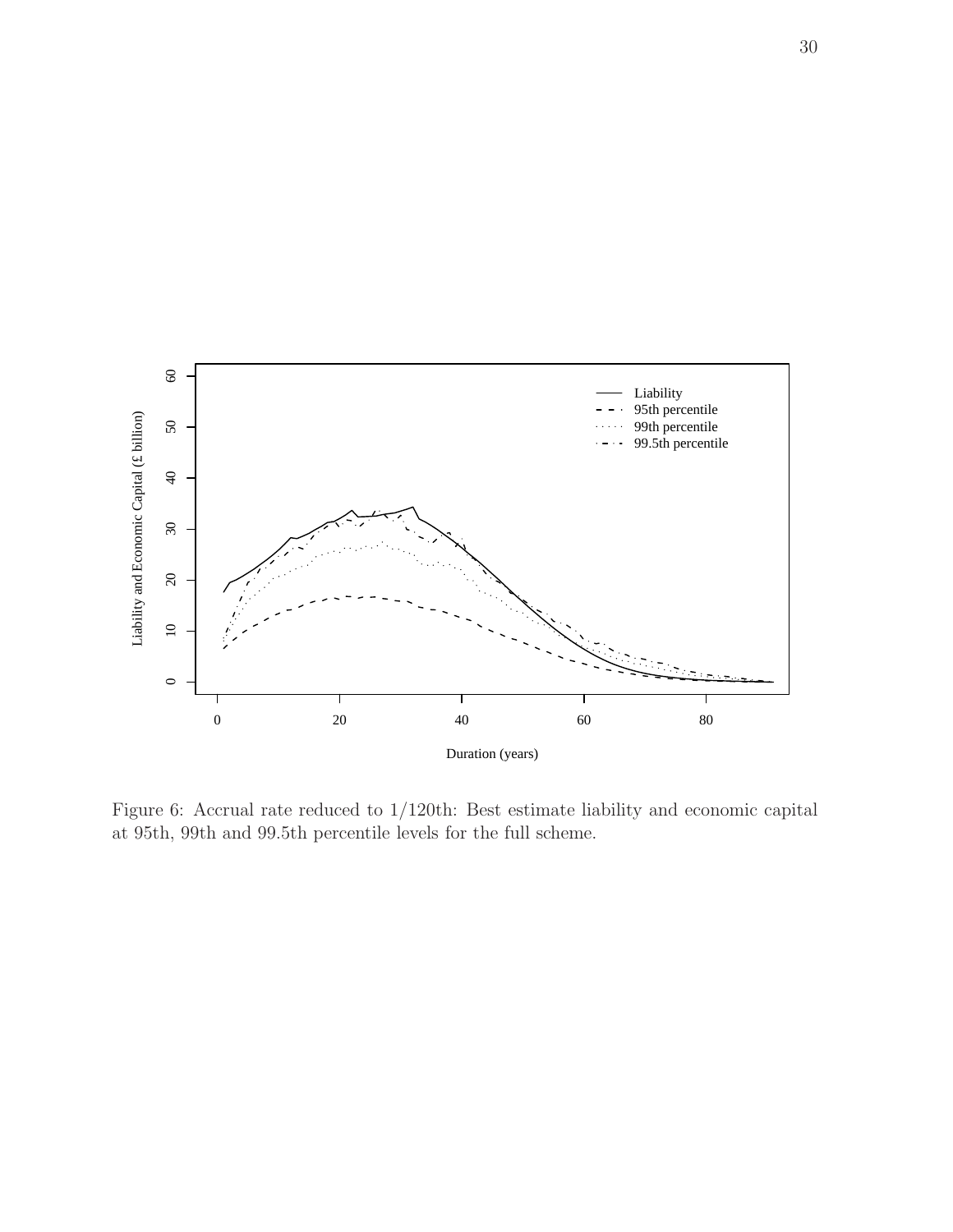Figure 6: Accrual rate reduced to 1/120th: Best estimate liability and economic capital at 95th, 99th and 99.5th percentile levels for the full scheme.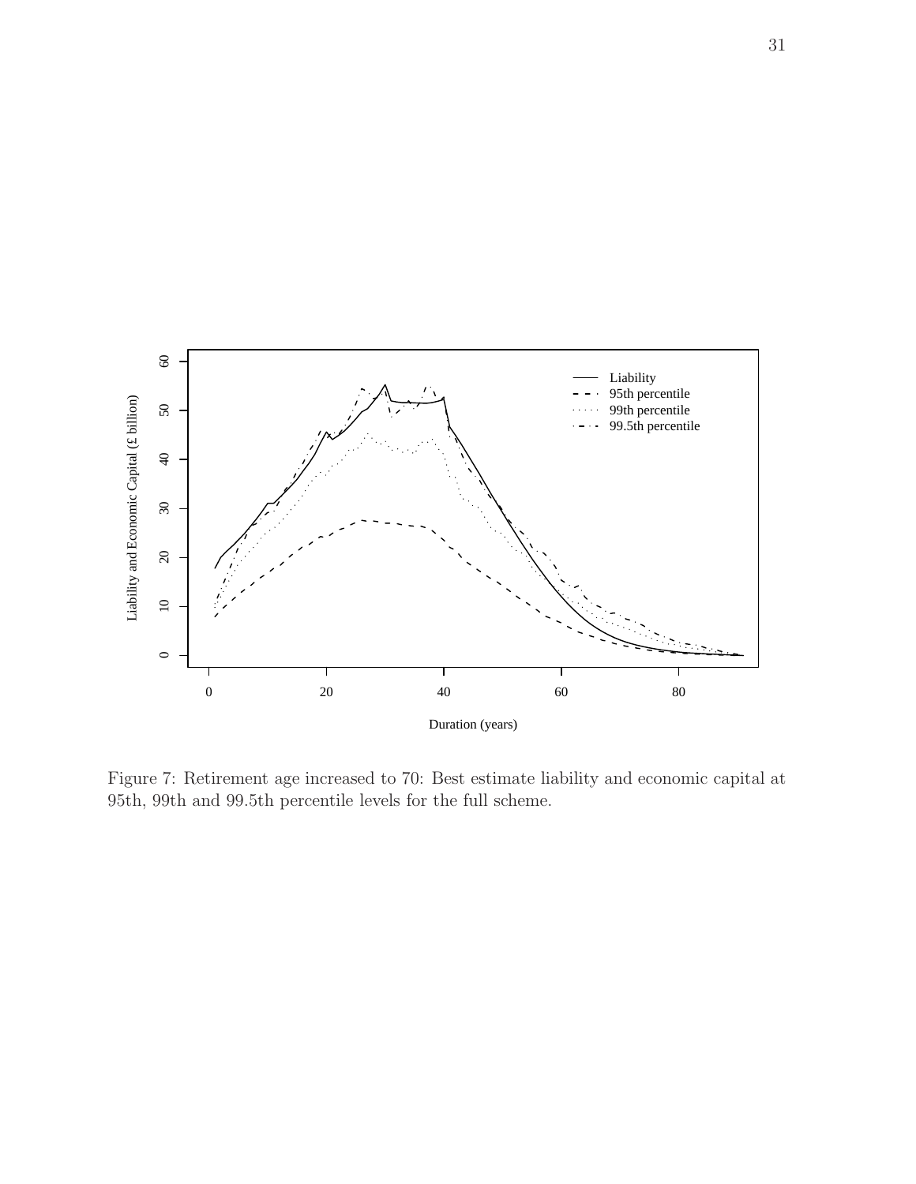Figure 7: Retirement age increased to 70: Best estimate liability and economic capital at 95th, 99th and 99.5th percentile levels for the full scheme.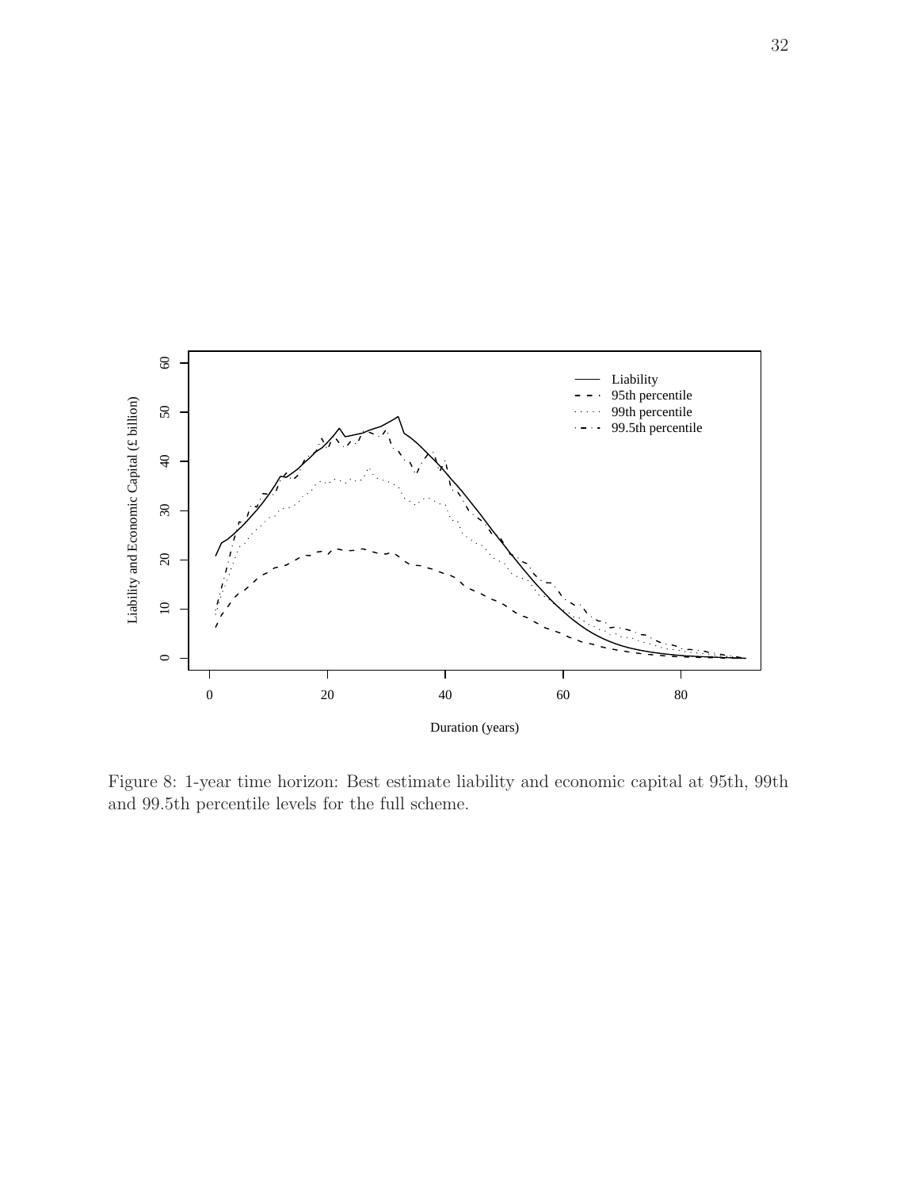Figure 8: 1-year time horizon: Best estimate liability and economic capital at 95th, 99th and 99.5th percentile levels for the full scheme.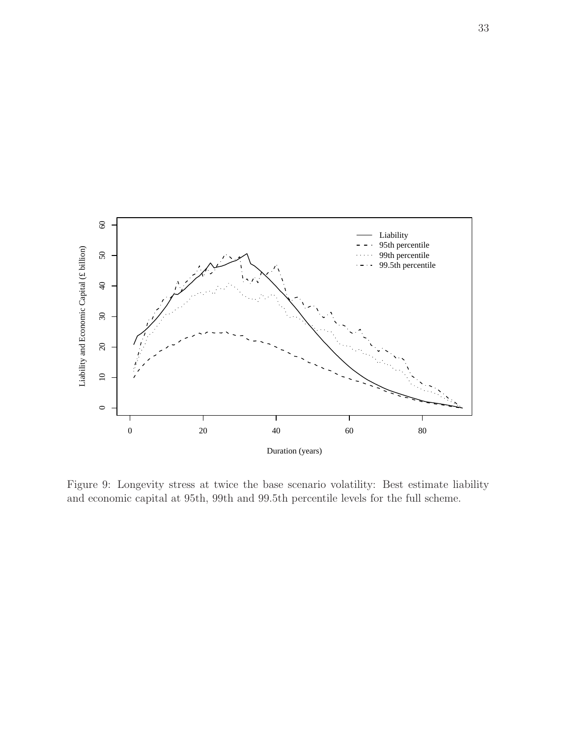Figure 9: Longevity stress at twice the base scenario volatility: Best estimate liability and economic capital at 95th, 99th and 99.5th percentile levels for the full scheme.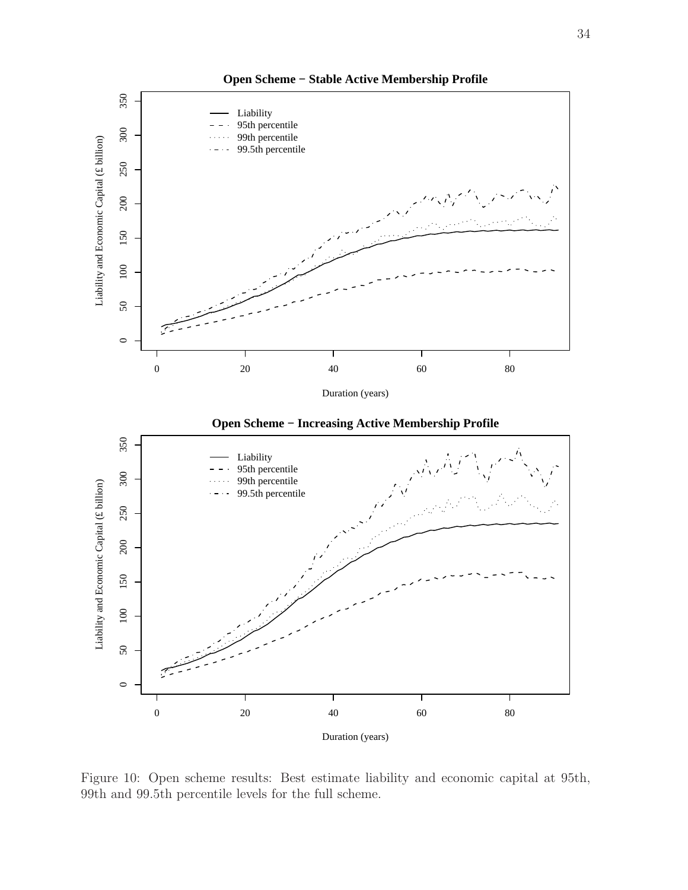**Open Scheme − Stable Active Membership Profile**

Liability

95th percentile

99th percentile

99.5th percentile

Liability and Economic Capital (£ billion)

0
50
100
150
200
250
300
350

0
20
40
60
80

Duration (years)

**Open Scheme − Increasing Active Membership Profile**

Liability

95th percentile

99th percentile

99.5th percentile

Liability and Economic Capital (£ billion)

0
50
100
150
200
250
300
350

0
20
40
60
80

Duration (years)

Figure 10: Open scheme results: Best estimate liability and economic capital at 95th, 99th and 99.5th percentile levels for the full scheme.